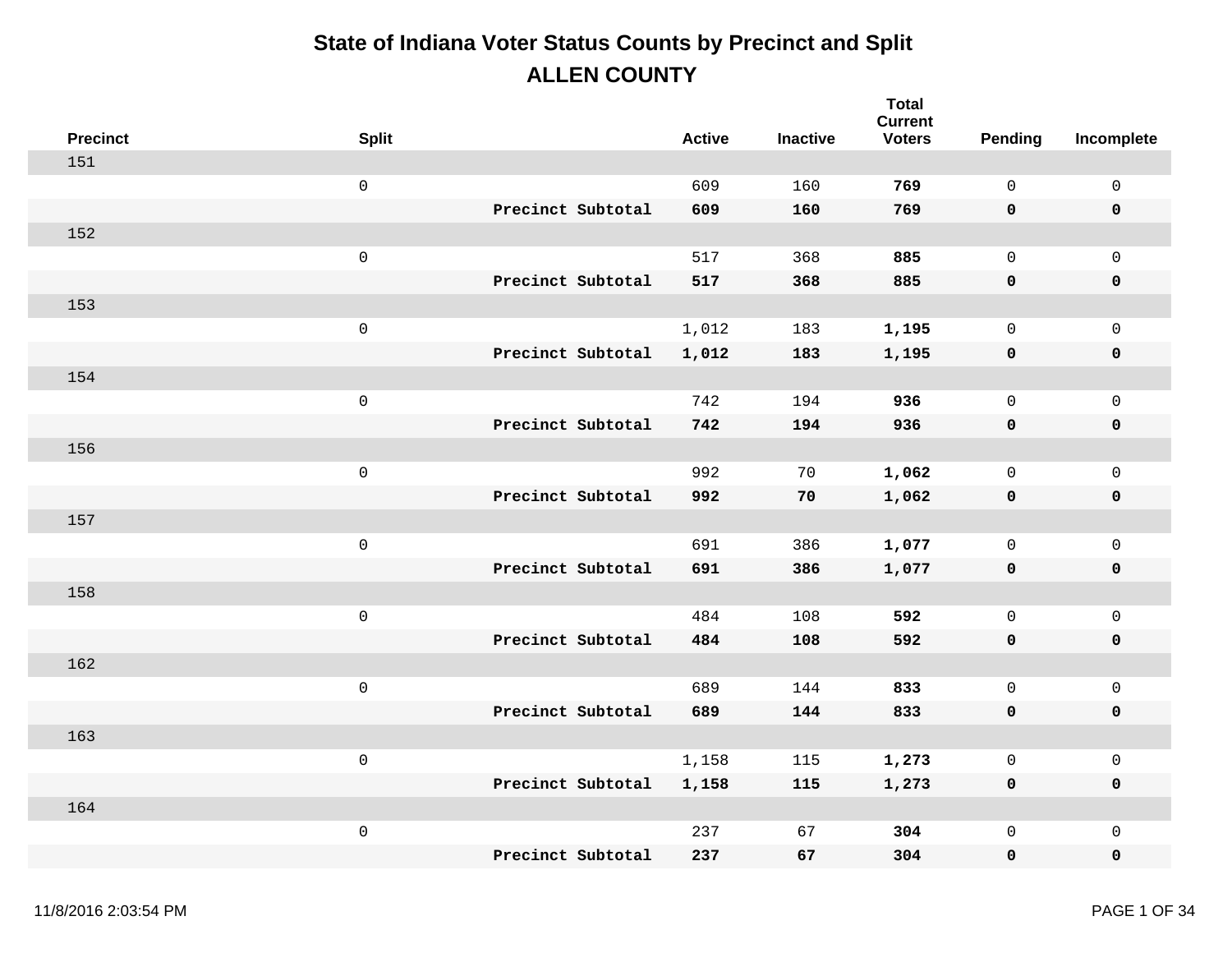# State of Indiana Voter Status Counts by Precinct and Split

## ALLEN COUNTY

| Precinct | Split | | Active | Inactive | Total Current Voters | Pending | Incomplete |
|---|---|---|---|---|---|---|---|
| 151 | | | | | | | |
| | 0 | | 609 | 160 | **769** | 0 | 0 |
| | | **Precinct Subtotal** | **609** | **160** | **769** | **0** | **0** |
| 152 | | | | | | | |
| | 0 | | 517 | 368 | **885** | 0 | 0 |
| | | **Precinct Subtotal** | **517** | **368** | **885** | **0** | **0** |
| 153 | | | | | | | |
| | 0 | | 1,012 | 183 | **1,195** | 0 | 0 |
| | | **Precinct Subtotal** | **1,012** | **183** | **1,195** | **0** | **0** |
| 154 | | | | | | | |
| | 0 | | 742 | 194 | **936** | 0 | 0 |
| | | **Precinct Subtotal** | **742** | **194** | **936** | **0** | **0** |
| 156 | | | | | | | |
| | 0 | | 992 | 70 | **1,062** | 0 | 0 |
| | | **Precinct Subtotal** | **992** | **70** | **1,062** | **0** | **0** |
| 157 | | | | | | | |
| | 0 | | 691 | 386 | **1,077** | 0 | 0 |
| | | **Precinct Subtotal** | **691** | **386** | **1,077** | **0** | **0** |
| 158 | | | | | | | |
| | 0 | | 484 | 108 | **592** | 0 | 0 |
| | | **Precinct Subtotal** | **484** | **108** | **592** | **0** | **0** |
| 162 | | | | | | | |
| | 0 | | 689 | 144 | **833** | 0 | 0 |
| | | **Precinct Subtotal** | **689** | **144** | **833** | **0** | **0** |
| 163 | | | | | | | |
| | 0 | | 1,158 | 115 | **1,273** | 0 | 0 |
| | | **Precinct Subtotal** | **1,158** | **115** | **1,273** | **0** | **0** |
| 164 | | | | | | | |
| | 0 | | 237 | 67 | **304** | 0 | 0 |
| | | **Precinct Subtotal** | **237** | **67** | **304** | **0** | **0** |

11/8/2016 2:03:54 PM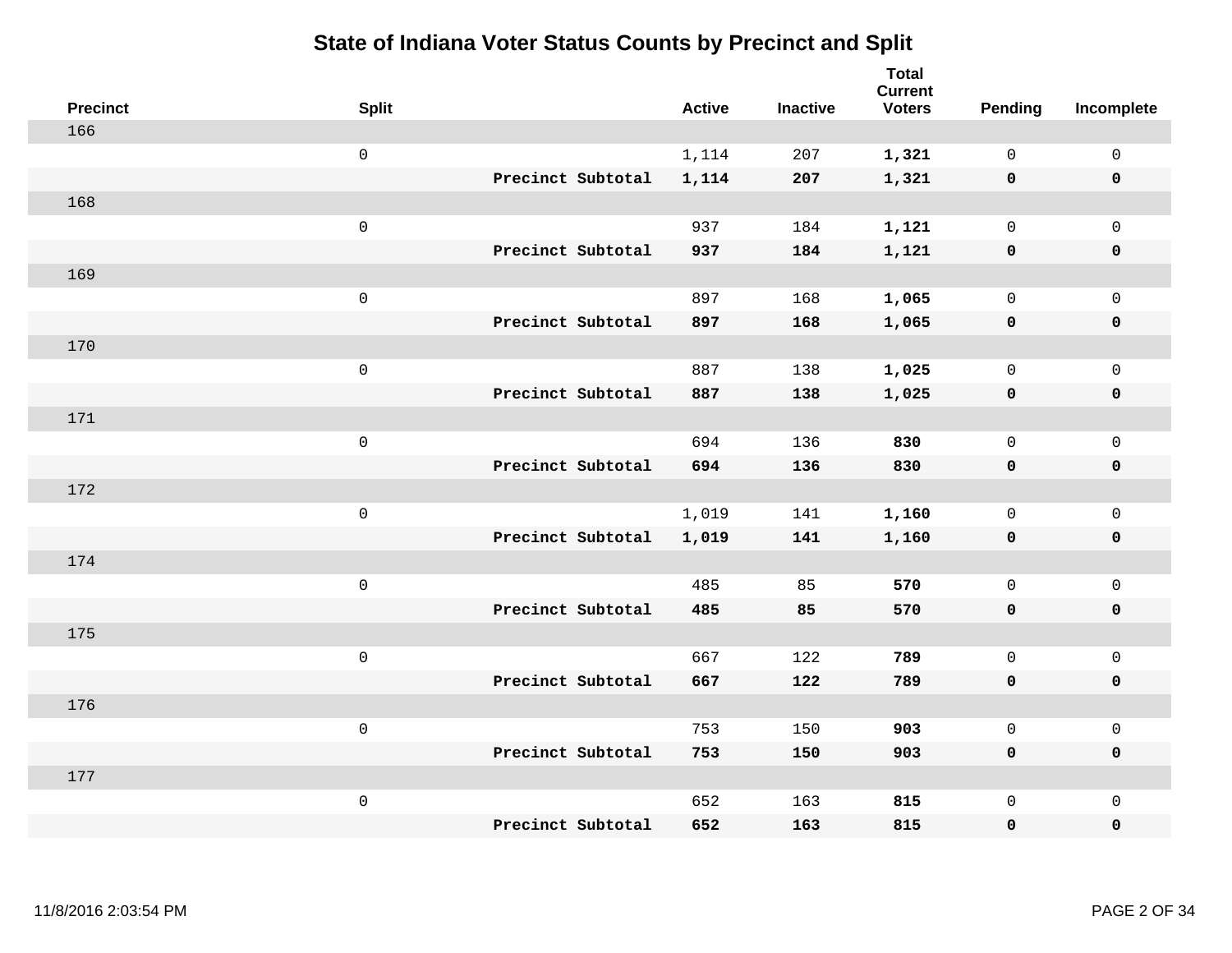# State of Indiana Voter Status Counts by Precinct and Split

| Precinct | Split | | Active | Inactive | Total Current Voters | Pending | Incomplete |
|---|---|---|---|---|---|---|---|
| 166 | | | | | | | |
| | 0 | | 1,114 | 207 | **1,321** | 0 | 0 |
| | | **Precinct Subtotal** | **1,114** | **207** | **1,321** | **0** | **0** |
| 168 | | | | | | | |
| | 0 | | 937 | 184 | **1,121** | 0 | 0 |
| | | **Precinct Subtotal** | **937** | **184** | **1,121** | **0** | **0** |
| 169 | | | | | | | |
| | 0 | | 897 | 168 | **1,065** | 0 | 0 |
| | | **Precinct Subtotal** | **897** | **168** | **1,065** | **0** | **0** |
| 170 | | | | | | | |
| | 0 | | 887 | 138 | **1,025** | 0 | 0 |
| | | **Precinct Subtotal** | **887** | **138** | **1,025** | **0** | **0** |
| 171 | | | | | | | |
| | 0 | | 694 | 136 | **830** | 0 | 0 |
| | | **Precinct Subtotal** | **694** | **136** | **830** | **0** | **0** |
| 172 | | | | | | | |
| | 0 | | 1,019 | 141 | **1,160** | 0 | 0 |
| | | **Precinct Subtotal** | **1,019** | **141** | **1,160** | **0** | **0** |
| 174 | | | | | | | |
| | 0 | | 485 | 85 | **570** | 0 | 0 |
| | | **Precinct Subtotal** | **485** | **85** | **570** | **0** | **0** |
| 175 | | | | | | | |
| | 0 | | 667 | 122 | **789** | 0 | 0 |
| | | **Precinct Subtotal** | **667** | **122** | **789** | **0** | **0** |
| 176 | | | | | | | |
| | 0 | | 753 | 150 | **903** | 0 | 0 |
| | | **Precinct Subtotal** | **753** | **150** | **903** | **0** | **0** |
| 177 | | | | | | | |
| | 0 | | 652 | 163 | **815** | 0 | 0 |
| | | **Precinct Subtotal** | **652** | **163** | **815** | **0** | **0** |

11/8/2016 2:03:54 PM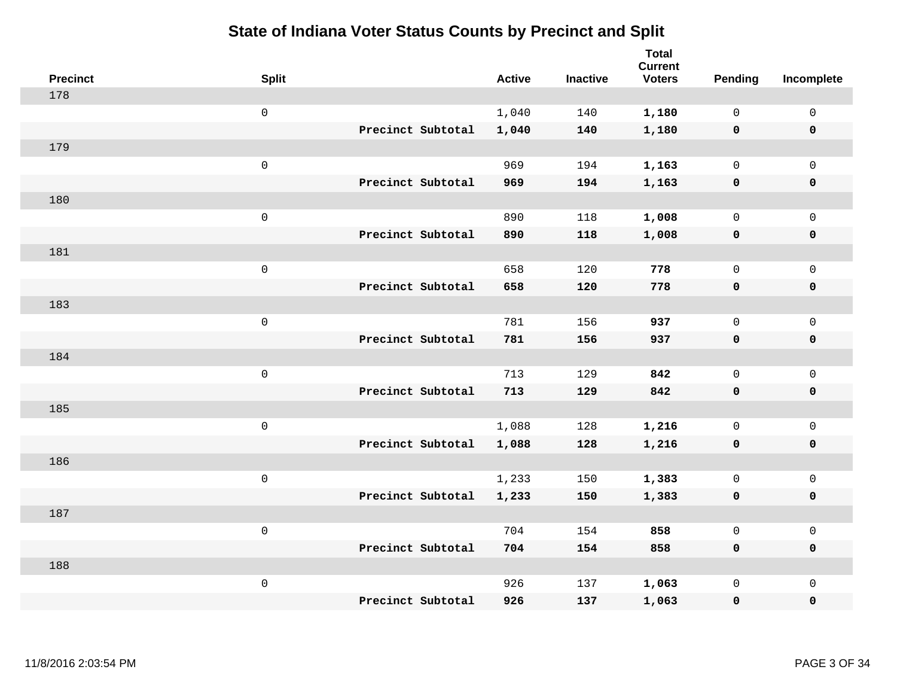# State of Indiana Voter Status Counts by Precinct and Split

| Precinct | Split | | Active | Inactive | Total Current Voters | Pending | Incomplete |
|---|---|---|---|---|---|---|---|
| 178 | | | | | | | |
| | 0 | | 1,040 | 140 | **1,180** | 0 | 0 |
| | | **Precinct Subtotal** | **1,040** | **140** | **1,180** | **0** | **0** |
| 179 | | | | | | | |
| | 0 | | 969 | 194 | **1,163** | 0 | 0 |
| | | **Precinct Subtotal** | **969** | **194** | **1,163** | **0** | **0** |
| 180 | | | | | | | |
| | 0 | | 890 | 118 | **1,008** | 0 | 0 |
| | | **Precinct Subtotal** | **890** | **118** | **1,008** | **0** | **0** |
| 181 | | | | | | | |
| | 0 | | 658 | 120 | **778** | 0 | 0 |
| | | **Precinct Subtotal** | **658** | **120** | **778** | **0** | **0** |
| 183 | | | | | | | |
| | 0 | | 781 | 156 | **937** | 0 | 0 |
| | | **Precinct Subtotal** | **781** | **156** | **937** | **0** | **0** |
| 184 | | | | | | | |
| | 0 | | 713 | 129 | **842** | 0 | 0 |
| | | **Precinct Subtotal** | **713** | **129** | **842** | **0** | **0** |
| 185 | | | | | | | |
| | 0 | | 1,088 | 128 | **1,216** | 0 | 0 |
| | | **Precinct Subtotal** | **1,088** | **128** | **1,216** | **0** | **0** |
| 186 | | | | | | | |
| | 0 | | 1,233 | 150 | **1,383** | 0 | 0 |
| | | **Precinct Subtotal** | **1,233** | **150** | **1,383** | **0** | **0** |
| 187 | | | | | | | |
| | 0 | | 704 | 154 | **858** | 0 | 0 |
| | | **Precinct Subtotal** | **704** | **154** | **858** | **0** | **0** |
| 188 | | | | | | | |
| | 0 | | 926 | 137 | **1,063** | 0 | 0 |
| | | **Precinct Subtotal** | **926** | **137** | **1,063** | **0** | **0** |

11/8/2016 2:03:54 PM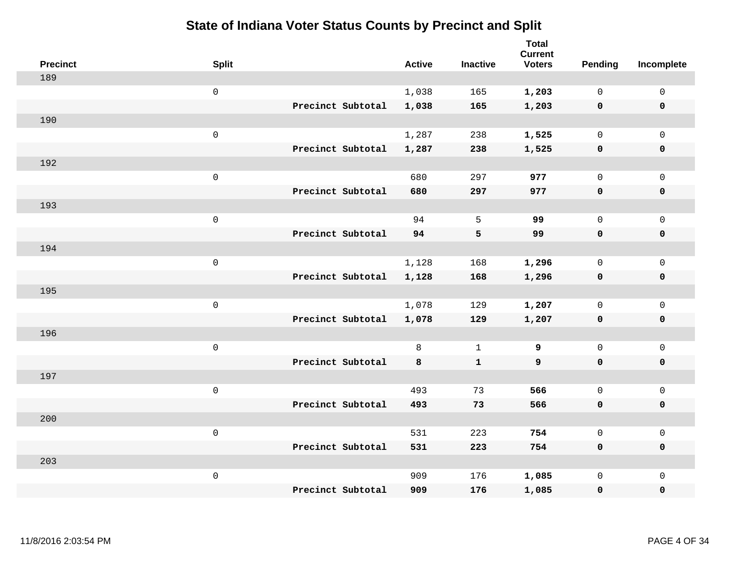# State of Indiana Voter Status Counts by Precinct and Split

| Precinct | Split | | Active | Inactive | Total Current Voters | Pending | Incomplete |
|---|---|---|---|---|---|---|---|
| 189 | | | | | | | |
| | 0 | | 1,038 | 165 | **1,203** | 0 | 0 |
| | | **Precinct Subtotal** | **1,038** | **165** | **1,203** | **0** | **0** |
| 190 | | | | | | | |
| | 0 | | 1,287 | 238 | **1,525** | 0 | 0 |
| | | **Precinct Subtotal** | **1,287** | **238** | **1,525** | **0** | **0** |
| 192 | | | | | | | |
| | 0 | | 680 | 297 | **977** | 0 | 0 |
| | | **Precinct Subtotal** | **680** | **297** | **977** | **0** | **0** |
| 193 | | | | | | | |
| | 0 | | 94 | 5 | **99** | 0 | 0 |
| | | **Precinct Subtotal** | **94** | **5** | **99** | **0** | **0** |
| 194 | | | | | | | |
| | 0 | | 1,128 | 168 | **1,296** | 0 | 0 |
| | | **Precinct Subtotal** | **1,128** | **168** | **1,296** | **0** | **0** |
| 195 | | | | | | | |
| | 0 | | 1,078 | 129 | **1,207** | 0 | 0 |
| | | **Precinct Subtotal** | **1,078** | **129** | **1,207** | **0** | **0** |
| 196 | | | | | | | |
| | 0 | | 8 | 1 | **9** | 0 | 0 |
| | | **Precinct Subtotal** | **8** | **1** | **9** | **0** | **0** |
| 197 | | | | | | | |
| | 0 | | 493 | 73 | **566** | 0 | 0 |
| | | **Precinct Subtotal** | **493** | **73** | **566** | **0** | **0** |
| 200 | | | | | | | |
| | 0 | | 531 | 223 | **754** | 0 | 0 |
| | | **Precinct Subtotal** | **531** | **223** | **754** | **0** | **0** |
| 203 | | | | | | | |
| | 0 | | 909 | 176 | **1,085** | 0 | 0 |
| | | **Precinct Subtotal** | **909** | **176** | **1,085** | **0** | **0** |

11/8/2016 2:03:54 PM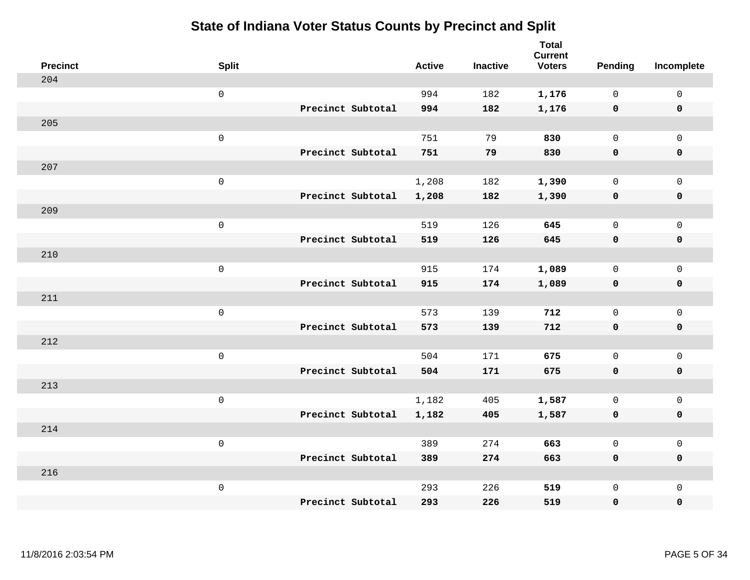# State of Indiana Voter Status Counts by Precinct and Split

| Precinct | Split | | Active | Inactive | Total Current Voters | Pending | Incomplete |
|---|---|---|---|---|---|---|---|
| 204 | | | | | | | |
| | 0 | | 994 | 182 | **1,176** | 0 | 0 |
| | | **Precinct Subtotal** | **994** | **182** | **1,176** | **0** | **0** |
| 205 | | | | | | | |
| | 0 | | 751 | 79 | **830** | 0 | 0 |
| | | **Precinct Subtotal** | **751** | **79** | **830** | **0** | **0** |
| 207 | | | | | | | |
| | 0 | | 1,208 | 182 | **1,390** | 0 | 0 |
| | | **Precinct Subtotal** | **1,208** | **182** | **1,390** | **0** | **0** |
| 209 | | | | | | | |
| | 0 | | 519 | 126 | **645** | 0 | 0 |
| | | **Precinct Subtotal** | **519** | **126** | **645** | **0** | **0** |
| 210 | | | | | | | |
| | 0 | | 915 | 174 | **1,089** | 0 | 0 |
| | | **Precinct Subtotal** | **915** | **174** | **1,089** | **0** | **0** |
| 211 | | | | | | | |
| | 0 | | 573 | 139 | **712** | 0 | 0 |
| | | **Precinct Subtotal** | **573** | **139** | **712** | **0** | **0** |
| 212 | | | | | | | |
| | 0 | | 504 | 171 | **675** | 0 | 0 |
| | | **Precinct Subtotal** | **504** | **171** | **675** | **0** | **0** |
| 213 | | | | | | | |
| | 0 | | 1,182 | 405 | **1,587** | 0 | 0 |
| | | **Precinct Subtotal** | **1,182** | **405** | **1,587** | **0** | **0** |
| 214 | | | | | | | |
| | 0 | | 389 | 274 | **663** | 0 | 0 |
| | | **Precinct Subtotal** | **389** | **274** | **663** | **0** | **0** |
| 216 | | | | | | | |
| | 0 | | 293 | 226 | **519** | 0 | 0 |
| | | **Precinct Subtotal** | **293** | **226** | **519** | **0** | **0** |

11/8/2016 2:03:54 PM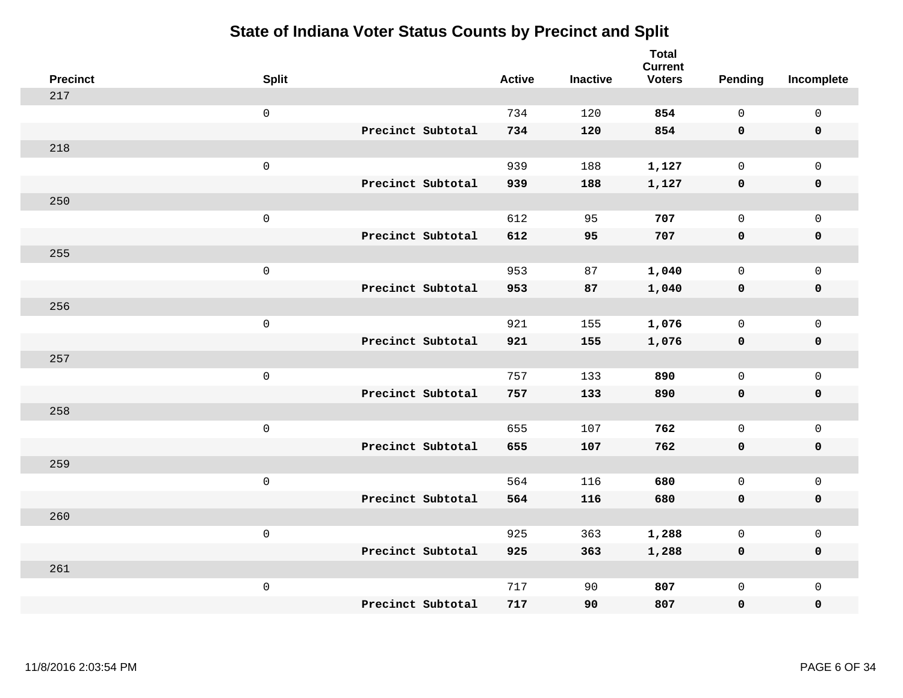# State of Indiana Voter Status Counts by Precinct and Split

| Precinct | Split | | Active | Inactive | Total Current Voters | Pending | Incomplete |
|---|---|---|---|---|---|---|---|
| 217 | | | | | | | |
| | 0 | | 734 | 120 | **854** | 0 | 0 |
| | | **Precinct Subtotal** | **734** | **120** | **854** | **0** | **0** |
| 218 | | | | | | | |
| | 0 | | 939 | 188 | **1,127** | 0 | 0 |
| | | **Precinct Subtotal** | **939** | **188** | **1,127** | **0** | **0** |
| 250 | | | | | | | |
| | 0 | | 612 | 95 | **707** | 0 | 0 |
| | | **Precinct Subtotal** | **612** | **95** | **707** | **0** | **0** |
| 255 | | | | | | | |
| | 0 | | 953 | 87 | **1,040** | 0 | 0 |
| | | **Precinct Subtotal** | **953** | **87** | **1,040** | **0** | **0** |
| 256 | | | | | | | |
| | 0 | | 921 | 155 | **1,076** | 0 | 0 |
| | | **Precinct Subtotal** | **921** | **155** | **1,076** | **0** | **0** |
| 257 | | | | | | | |
| | 0 | | 757 | 133 | **890** | 0 | 0 |
| | | **Precinct Subtotal** | **757** | **133** | **890** | **0** | **0** |
| 258 | | | | | | | |
| | 0 | | 655 | 107 | **762** | 0 | 0 |
| | | **Precinct Subtotal** | **655** | **107** | **762** | **0** | **0** |
| 259 | | | | | | | |
| | 0 | | 564 | 116 | **680** | 0 | 0 |
| | | **Precinct Subtotal** | **564** | **116** | **680** | **0** | **0** |
| 260 | | | | | | | |
| | 0 | | 925 | 363 | **1,288** | 0 | 0 |
| | | **Precinct Subtotal** | **925** | **363** | **1,288** | **0** | **0** |
| 261 | | | | | | | |
| | 0 | | 717 | 90 | **807** | 0 | 0 |
| | | **Precinct Subtotal** | **717** | **90** | **807** | **0** | **0** |

11/8/2016 2:03:54 PM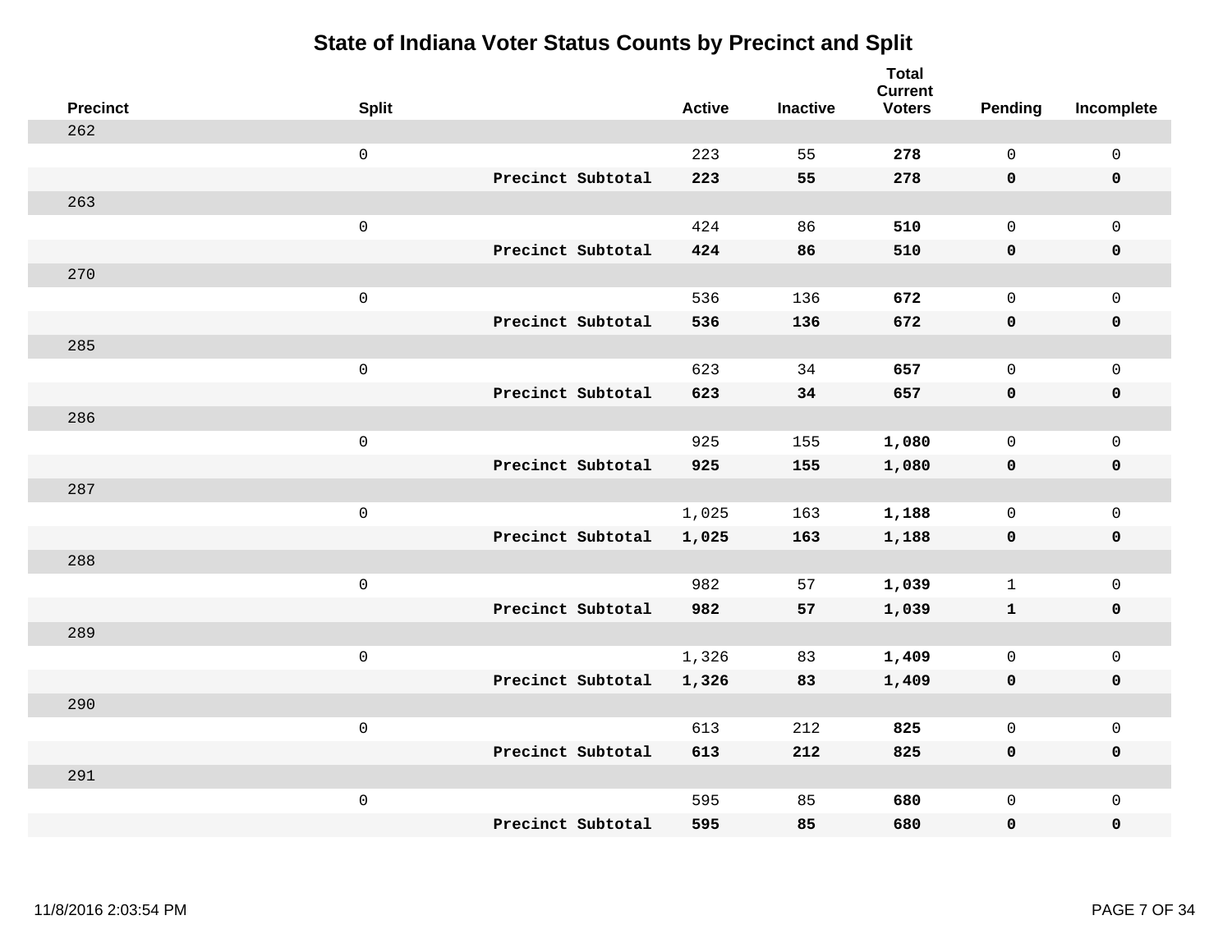# State of Indiana Voter Status Counts by Precinct and Split

| Precinct | Split | | Active | Inactive | Total Current Voters | Pending | Incomplete |
|---|---|---|---|---|---|---|---|
| 262 | | | | | | | |
| | 0 | | 223 | 55 | **278** | 0 | 0 |
| | | **Precinct Subtotal** | **223** | **55** | **278** | **0** | **0** |
| 263 | | | | | | | |
| | 0 | | 424 | 86 | **510** | 0 | 0 |
| | | **Precinct Subtotal** | **424** | **86** | **510** | **0** | **0** |
| 270 | | | | | | | |
| | 0 | | 536 | 136 | **672** | 0 | 0 |
| | | **Precinct Subtotal** | **536** | **136** | **672** | **0** | **0** |
| 285 | | | | | | | |
| | 0 | | 623 | 34 | **657** | 0 | 0 |
| | | **Precinct Subtotal** | **623** | **34** | **657** | **0** | **0** |
| 286 | | | | | | | |
| | 0 | | 925 | 155 | **1,080** | 0 | 0 |
| | | **Precinct Subtotal** | **925** | **155** | **1,080** | **0** | **0** |
| 287 | | | | | | | |
| | 0 | | 1,025 | 163 | **1,188** | 0 | 0 |
| | | **Precinct Subtotal** | **1,025** | **163** | **1,188** | **0** | **0** |
| 288 | | | | | | | |
| | 0 | | 982 | 57 | **1,039** | 1 | 0 |
| | | **Precinct Subtotal** | **982** | **57** | **1,039** | **1** | **0** |
| 289 | | | | | | | |
| | 0 | | 1,326 | 83 | **1,409** | 0 | 0 |
| | | **Precinct Subtotal** | **1,326** | **83** | **1,409** | **0** | **0** |
| 290 | | | | | | | |
| | 0 | | 613 | 212 | **825** | 0 | 0 |
| | | **Precinct Subtotal** | **613** | **212** | **825** | **0** | **0** |
| 291 | | | | | | | |
| | 0 | | 595 | 85 | **680** | 0 | 0 |
| | | **Precinct Subtotal** | **595** | **85** | **680** | **0** | **0** |

11/8/2016 2:03:54 PM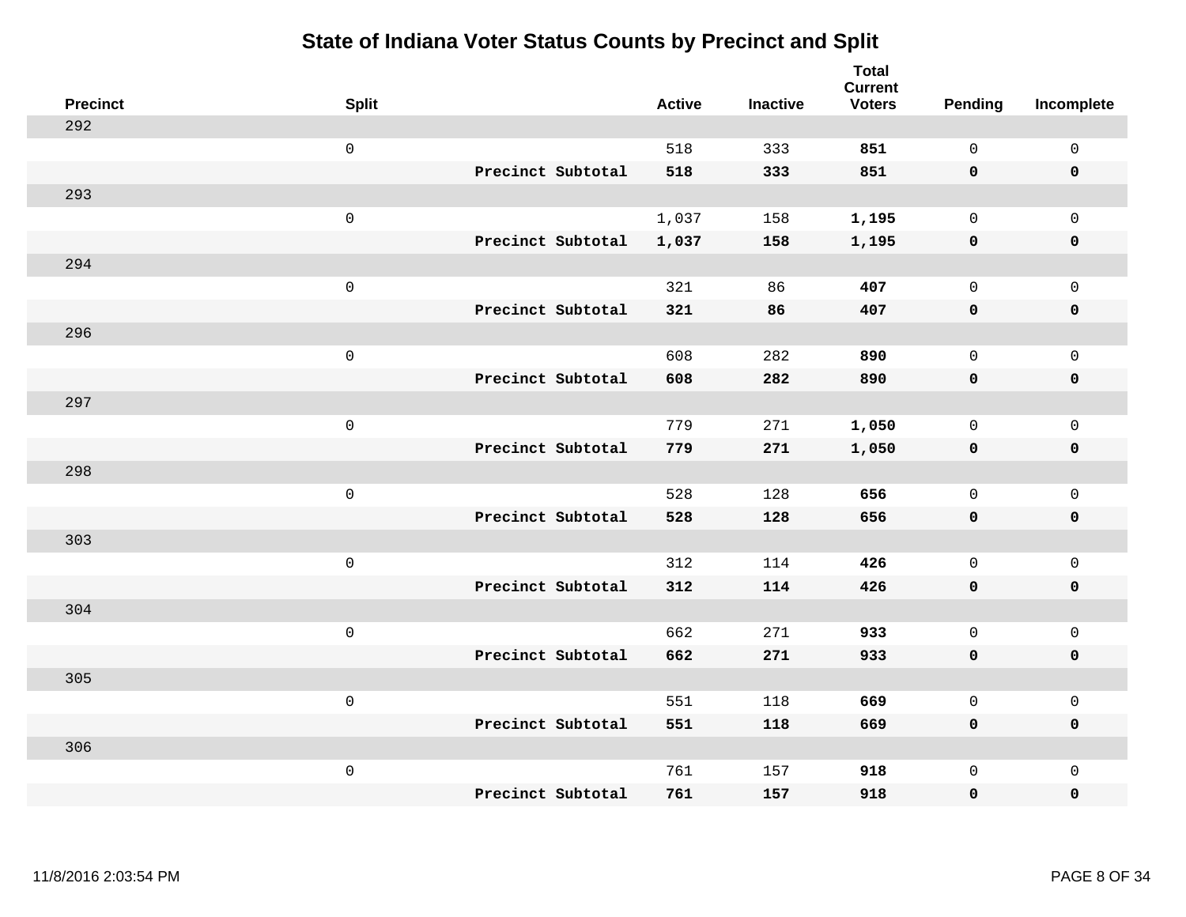# State of Indiana Voter Status Counts by Precinct and Split

| Precinct | Split | | Active | Inactive | Total Current Voters | Pending | Incomplete |
|---|---|---|---|---|---|---|---|
| 292 | | | | | | | |
| | 0 | | 518 | 333 | **851** | 0 | 0 |
| | | **Precinct Subtotal** | **518** | **333** | **851** | **0** | **0** |
| 293 | | | | | | | |
| | 0 | | 1,037 | 158 | **1,195** | 0 | 0 |
| | | **Precinct Subtotal** | **1,037** | **158** | **1,195** | **0** | **0** |
| 294 | | | | | | | |
| | 0 | | 321 | 86 | **407** | 0 | 0 |
| | | **Precinct Subtotal** | **321** | **86** | **407** | **0** | **0** |
| 296 | | | | | | | |
| | 0 | | 608 | 282 | **890** | 0 | 0 |
| | | **Precinct Subtotal** | **608** | **282** | **890** | **0** | **0** |
| 297 | | | | | | | |
| | 0 | | 779 | 271 | **1,050** | 0 | 0 |
| | | **Precinct Subtotal** | **779** | **271** | **1,050** | **0** | **0** |
| 298 | | | | | | | |
| | 0 | | 528 | 128 | **656** | 0 | 0 |
| | | **Precinct Subtotal** | **528** | **128** | **656** | **0** | **0** |
| 303 | | | | | | | |
| | 0 | | 312 | 114 | **426** | 0 | 0 |
| | | **Precinct Subtotal** | **312** | **114** | **426** | **0** | **0** |
| 304 | | | | | | | |
| | 0 | | 662 | 271 | **933** | 0 | 0 |
| | | **Precinct Subtotal** | **662** | **271** | **933** | **0** | **0** |
| 305 | | | | | | | |
| | 0 | | 551 | 118 | **669** | 0 | 0 |
| | | **Precinct Subtotal** | **551** | **118** | **669** | **0** | **0** |
| 306 | | | | | | | |
| | 0 | | 761 | 157 | **918** | 0 | 0 |
| | | **Precinct Subtotal** | **761** | **157** | **918** | **0** | **0** |

11/8/2016 2:03:54 PM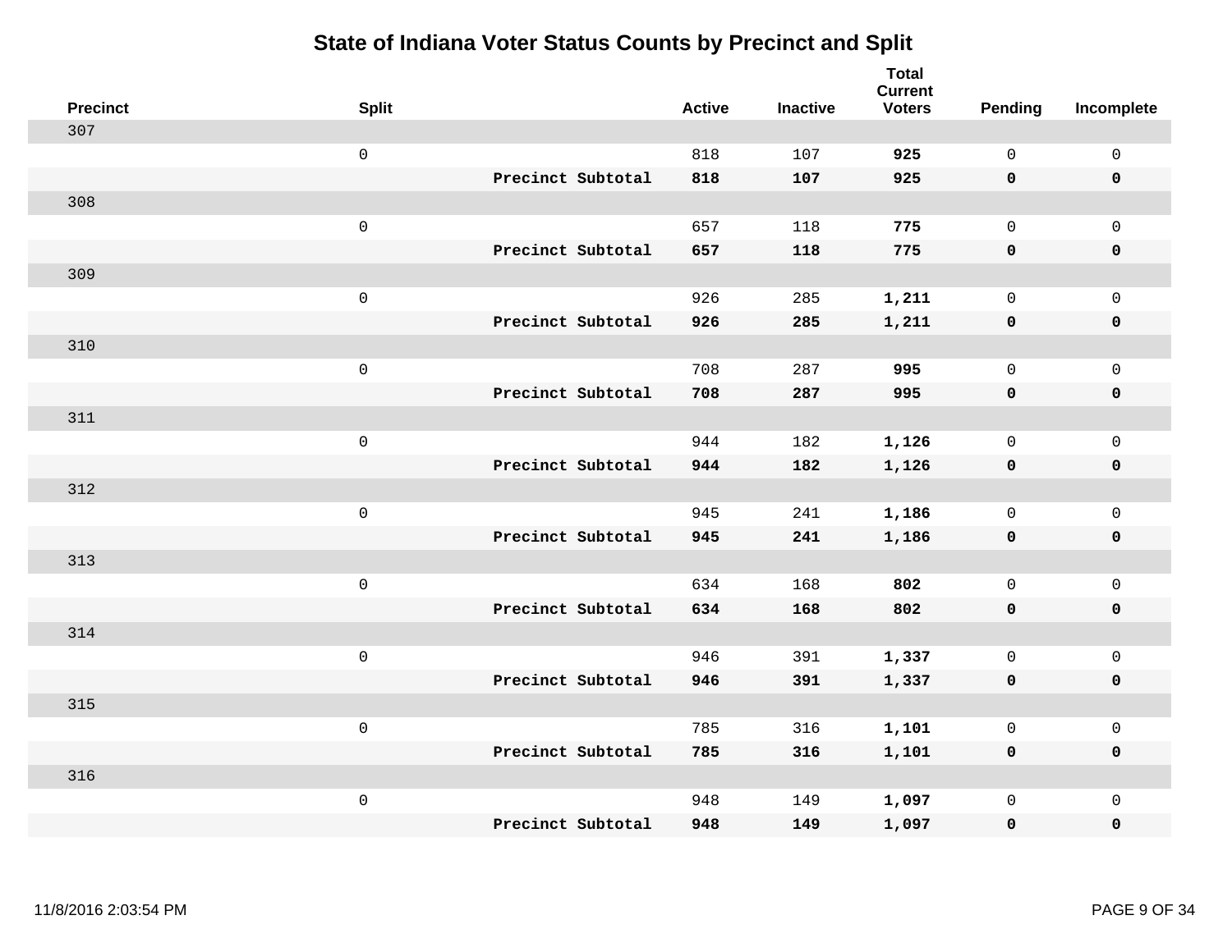# State of Indiana Voter Status Counts by Precinct and Split

| Precinct | Split | | Active | Inactive | Total Current Voters | Pending | Incomplete |
|---|---|---|---|---|---|---|---|
| 307 | | | | | | | |
| | 0 | | 818 | 107 | **925** | 0 | 0 |
| | | **Precinct Subtotal** | **818** | **107** | **925** | **0** | **0** |
| 308 | | | | | | | |
| | 0 | | 657 | 118 | **775** | 0 | 0 |
| | | **Precinct Subtotal** | **657** | **118** | **775** | **0** | **0** |
| 309 | | | | | | | |
| | 0 | | 926 | 285 | **1,211** | 0 | 0 |
| | | **Precinct Subtotal** | **926** | **285** | **1,211** | **0** | **0** |
| 310 | | | | | | | |
| | 0 | | 708 | 287 | **995** | 0 | 0 |
| | | **Precinct Subtotal** | **708** | **287** | **995** | **0** | **0** |
| 311 | | | | | | | |
| | 0 | | 944 | 182 | **1,126** | 0 | 0 |
| | | **Precinct Subtotal** | **944** | **182** | **1,126** | **0** | **0** |
| 312 | | | | | | | |
| | 0 | | 945 | 241 | **1,186** | 0 | 0 |
| | | **Precinct Subtotal** | **945** | **241** | **1,186** | **0** | **0** |
| 313 | | | | | | | |
| | 0 | | 634 | 168 | **802** | 0 | 0 |
| | | **Precinct Subtotal** | **634** | **168** | **802** | **0** | **0** |
| 314 | | | | | | | |
| | 0 | | 946 | 391 | **1,337** | 0 | 0 |
| | | **Precinct Subtotal** | **946** | **391** | **1,337** | **0** | **0** |
| 315 | | | | | | | |
| | 0 | | 785 | 316 | **1,101** | 0 | 0 |
| | | **Precinct Subtotal** | **785** | **316** | **1,101** | **0** | **0** |
| 316 | | | | | | | |
| | 0 | | 948 | 149 | **1,097** | 0 | 0 |
| | | **Precinct Subtotal** | **948** | **149** | **1,097** | **0** | **0** |

11/8/2016 2:03:54 PM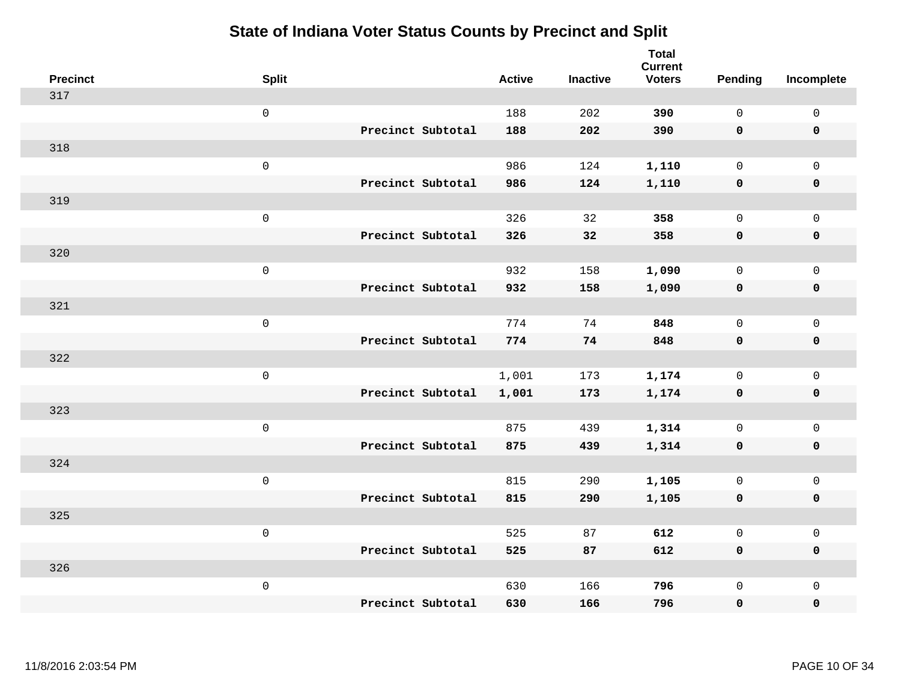# State of Indiana Voter Status Counts by Precinct and Split

| Precinct | Split | | Active | Inactive | Total Current Voters | Pending | Incomplete |
|---|---|---|---|---|---|---|---|
| 317 | | | | | | | |
| | 0 | | 188 | 202 | **390** | 0 | 0 |
| | | **Precinct Subtotal** | **188** | **202** | **390** | **0** | **0** |
| 318 | | | | | | | |
| | 0 | | 986 | 124 | **1,110** | 0 | 0 |
| | | **Precinct Subtotal** | **986** | **124** | **1,110** | **0** | **0** |
| 319 | | | | | | | |
| | 0 | | 326 | 32 | **358** | 0 | 0 |
| | | **Precinct Subtotal** | **326** | **32** | **358** | **0** | **0** |
| 320 | | | | | | | |
| | 0 | | 932 | 158 | **1,090** | 0 | 0 |
| | | **Precinct Subtotal** | **932** | **158** | **1,090** | **0** | **0** |
| 321 | | | | | | | |
| | 0 | | 774 | 74 | **848** | 0 | 0 |
| | | **Precinct Subtotal** | **774** | **74** | **848** | **0** | **0** |
| 322 | | | | | | | |
| | 0 | | 1,001 | 173 | **1,174** | 0 | 0 |
| | | **Precinct Subtotal** | **1,001** | **173** | **1,174** | **0** | **0** |
| 323 | | | | | | | |
| | 0 | | 875 | 439 | **1,314** | 0 | 0 |
| | | **Precinct Subtotal** | **875** | **439** | **1,314** | **0** | **0** |
| 324 | | | | | | | |
| | 0 | | 815 | 290 | **1,105** | 0 | 0 |
| | | **Precinct Subtotal** | **815** | **290** | **1,105** | **0** | **0** |
| 325 | | | | | | | |
| | 0 | | 525 | 87 | **612** | 0 | 0 |
| | | **Precinct Subtotal** | **525** | **87** | **612** | **0** | **0** |
| 326 | | | | | | | |
| | 0 | | 630 | 166 | **796** | 0 | 0 |
| | | **Precinct Subtotal** | **630** | **166** | **796** | **0** | **0** |

11/8/2016 2:03:54 PM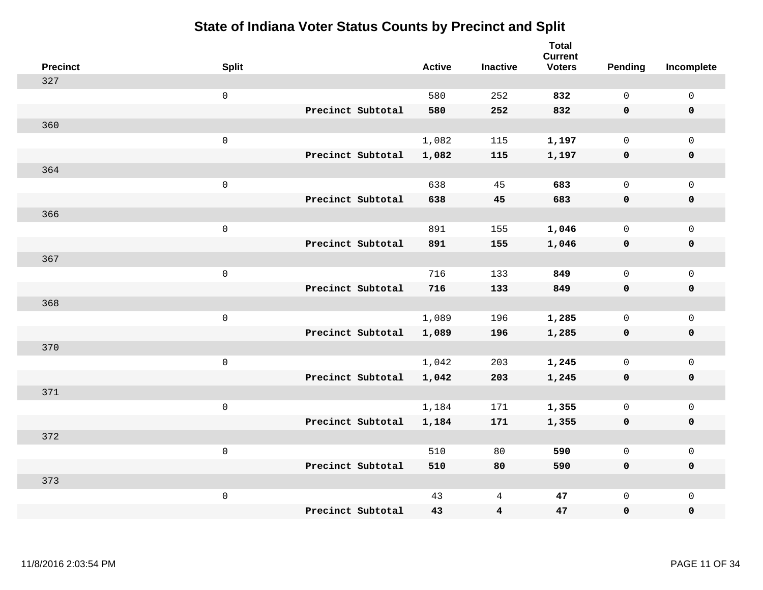# State of Indiana Voter Status Counts by Precinct and Split

| Precinct | Split | | Active | Inactive | Total Current Voters | Pending | Incomplete |
|---|---|---|---|---|---|---|---|
| 327 | | | | | | | |
| | 0 | | 580 | 252 | **832** | 0 | 0 |
| | | **Precinct Subtotal** | **580** | **252** | **832** | **0** | **0** |
| 360 | | | | | | | |
| | 0 | | 1,082 | 115 | **1,197** | 0 | 0 |
| | | **Precinct Subtotal** | **1,082** | **115** | **1,197** | **0** | **0** |
| 364 | | | | | | | |
| | 0 | | 638 | 45 | **683** | 0 | 0 |
| | | **Precinct Subtotal** | **638** | **45** | **683** | **0** | **0** |
| 366 | | | | | | | |
| | 0 | | 891 | 155 | **1,046** | 0 | 0 |
| | | **Precinct Subtotal** | **891** | **155** | **1,046** | **0** | **0** |
| 367 | | | | | | | |
| | 0 | | 716 | 133 | **849** | 0 | 0 |
| | | **Precinct Subtotal** | **716** | **133** | **849** | **0** | **0** |
| 368 | | | | | | | |
| | 0 | | 1,089 | 196 | **1,285** | 0 | 0 |
| | | **Precinct Subtotal** | **1,089** | **196** | **1,285** | **0** | **0** |
| 370 | | | | | | | |
| | 0 | | 1,042 | 203 | **1,245** | 0 | 0 |
| | | **Precinct Subtotal** | **1,042** | **203** | **1,245** | **0** | **0** |
| 371 | | | | | | | |
| | 0 | | 1,184 | 171 | **1,355** | 0 | 0 |
| | | **Precinct Subtotal** | **1,184** | **171** | **1,355** | **0** | **0** |
| 372 | | | | | | | |
| | 0 | | 510 | 80 | **590** | 0 | 0 |
| | | **Precinct Subtotal** | **510** | **80** | **590** | **0** | **0** |
| 373 | | | | | | | |
| | 0 | | 43 | 4 | **47** | 0 | 0 |
| | | **Precinct Subtotal** | **43** | **4** | **47** | **0** | **0** |

11/8/2016 2:03:54 PM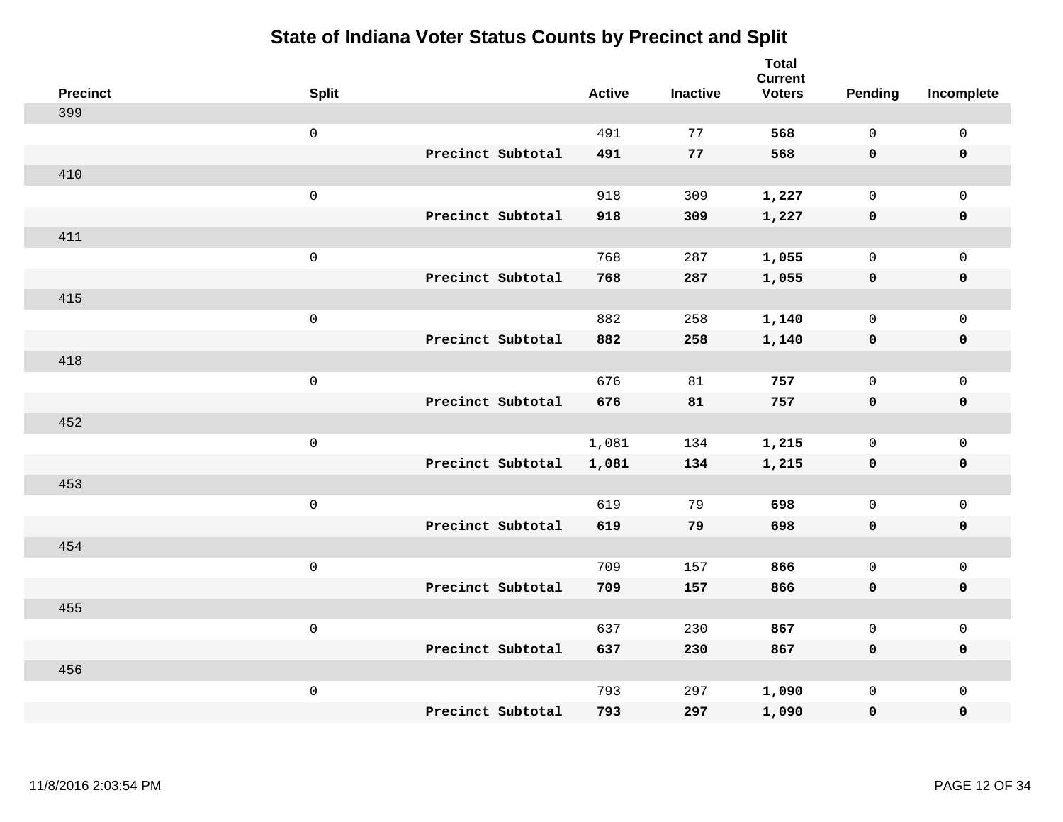# State of Indiana Voter Status Counts by Precinct and Split

| Precinct | Split | | Active | Inactive | Total Current Voters | Pending | Incomplete |
|---|---|---|---|---|---|---|---|
| 399 | | | | | | | |
| | 0 | | 491 | 77 | **568** | 0 | 0 |
| | | **Precinct Subtotal** | **491** | **77** | **568** | **0** | **0** |
| 410 | | | | | | | |
| | 0 | | 918 | 309 | **1,227** | 0 | 0 |
| | | **Precinct Subtotal** | **918** | **309** | **1,227** | **0** | **0** |
| 411 | | | | | | | |
| | 0 | | 768 | 287 | **1,055** | 0 | 0 |
| | | **Precinct Subtotal** | **768** | **287** | **1,055** | **0** | **0** |
| 415 | | | | | | | |
| | 0 | | 882 | 258 | **1,140** | 0 | 0 |
| | | **Precinct Subtotal** | **882** | **258** | **1,140** | **0** | **0** |
| 418 | | | | | | | |
| | 0 | | 676 | 81 | **757** | 0 | 0 |
| | | **Precinct Subtotal** | **676** | **81** | **757** | **0** | **0** |
| 452 | | | | | | | |
| | 0 | | 1,081 | 134 | **1,215** | 0 | 0 |
| | | **Precinct Subtotal** | **1,081** | **134** | **1,215** | **0** | **0** |
| 453 | | | | | | | |
| | 0 | | 619 | 79 | **698** | 0 | 0 |
| | | **Precinct Subtotal** | **619** | **79** | **698** | **0** | **0** |
| 454 | | | | | | | |
| | 0 | | 709 | 157 | **866** | 0 | 0 |
| | | **Precinct Subtotal** | **709** | **157** | **866** | **0** | **0** |
| 455 | | | | | | | |
| | 0 | | 637 | 230 | **867** | 0 | 0 |
| | | **Precinct Subtotal** | **637** | **230** | **867** | **0** | **0** |
| 456 | | | | | | | |
| | 0 | | 793 | 297 | **1,090** | 0 | 0 |
| | | **Precinct Subtotal** | **793** | **297** | **1,090** | **0** | **0** |

11/8/2016 2:03:54 PM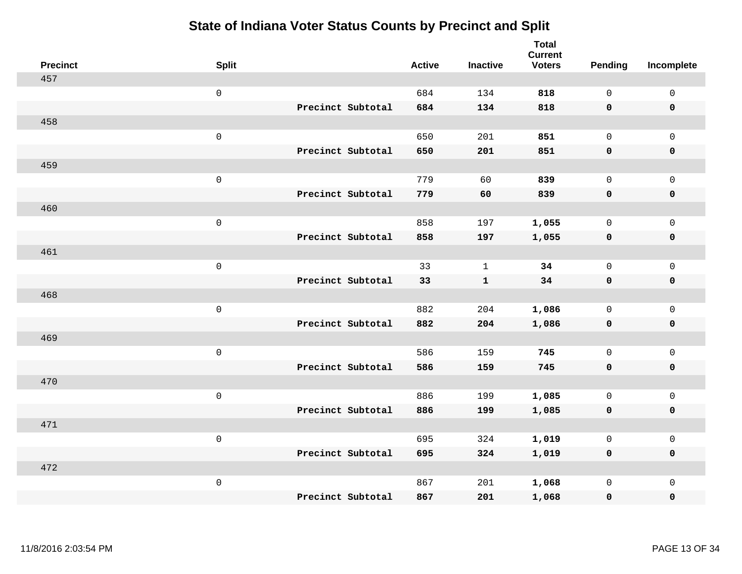# State of Indiana Voter Status Counts by Precinct and Split

| Precinct | Split | | Active | Inactive | Total Current Voters | Pending | Incomplete |
|---|---|---|---|---|---|---|---|
| 457 | | | | | | | |
| | 0 | | 684 | 134 | **818** | 0 | 0 |
| | | **Precinct Subtotal** | **684** | **134** | **818** | **0** | **0** |
| 458 | | | | | | | |
| | 0 | | 650 | 201 | **851** | 0 | 0 |
| | | **Precinct Subtotal** | **650** | **201** | **851** | **0** | **0** |
| 459 | | | | | | | |
| | 0 | | 779 | 60 | **839** | 0 | 0 |
| | | **Precinct Subtotal** | **779** | **60** | **839** | **0** | **0** |
| 460 | | | | | | | |
| | 0 | | 858 | 197 | **1,055** | 0 | 0 |
| | | **Precinct Subtotal** | **858** | **197** | **1,055** | **0** | **0** |
| 461 | | | | | | | |
| | 0 | | 33 | 1 | **34** | 0 | 0 |
| | | **Precinct Subtotal** | **33** | **1** | **34** | **0** | **0** |
| 468 | | | | | | | |
| | 0 | | 882 | 204 | **1,086** | 0 | 0 |
| | | **Precinct Subtotal** | **882** | **204** | **1,086** | **0** | **0** |
| 469 | | | | | | | |
| | 0 | | 586 | 159 | **745** | 0 | 0 |
| | | **Precinct Subtotal** | **586** | **159** | **745** | **0** | **0** |
| 470 | | | | | | | |
| | 0 | | 886 | 199 | **1,085** | 0 | 0 |
| | | **Precinct Subtotal** | **886** | **199** | **1,085** | **0** | **0** |
| 471 | | | | | | | |
| | 0 | | 695 | 324 | **1,019** | 0 | 0 |
| | | **Precinct Subtotal** | **695** | **324** | **1,019** | **0** | **0** |
| 472 | | | | | | | |
| | 0 | | 867 | 201 | **1,068** | 0 | 0 |
| | | **Precinct Subtotal** | **867** | **201** | **1,068** | **0** | **0** |

11/8/2016 2:03:54 PM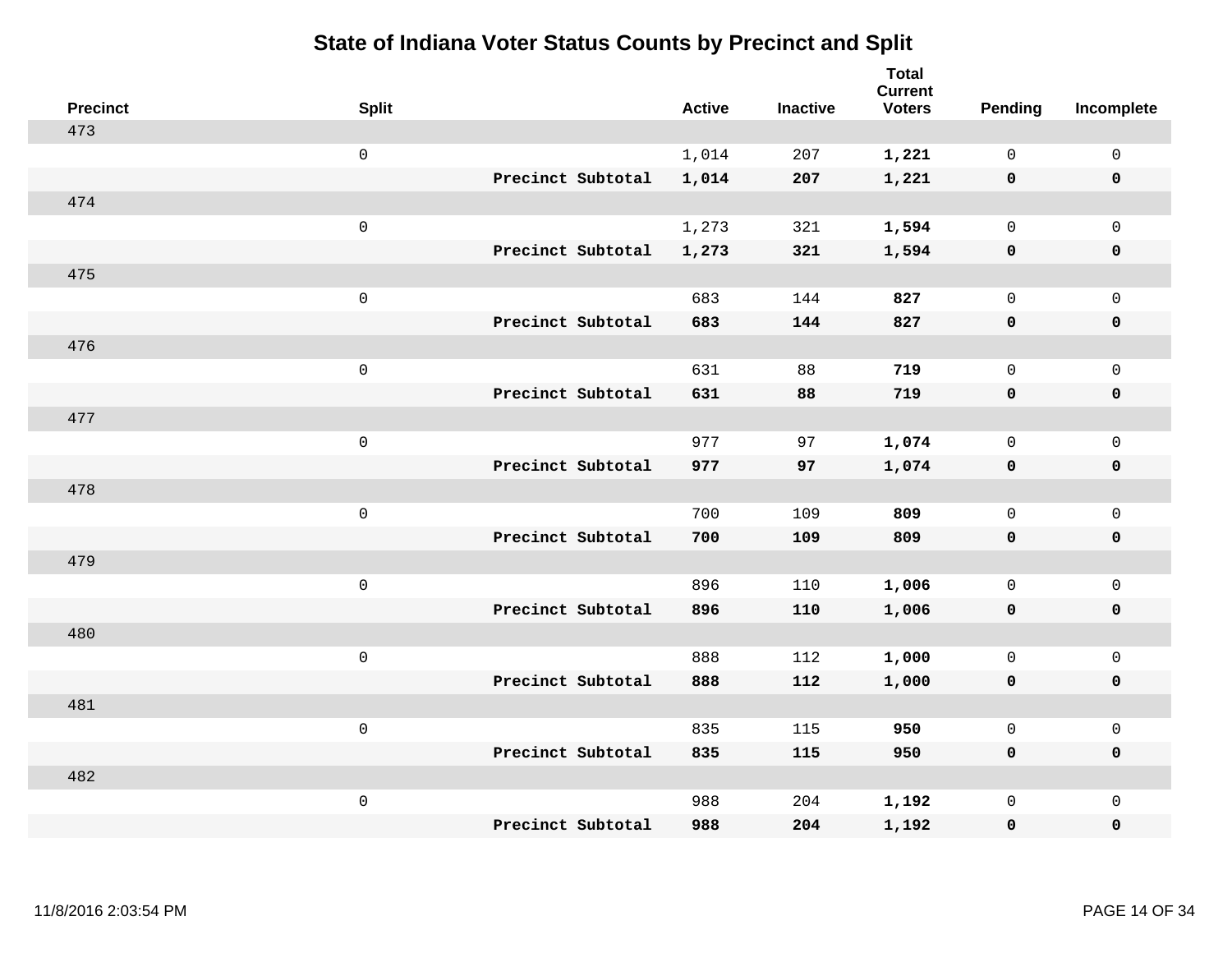# State of Indiana Voter Status Counts by Precinct and Split

| Precinct | Split | | Active | Inactive | Total Current Voters | Pending | Incomplete |
|---|---|---|---|---|---|---|---|
| 473 | | | | | | | |
| | 0 | | 1,014 | 207 | **1,221** | 0 | 0 |
| | | **Precinct Subtotal** | **1,014** | **207** | **1,221** | **0** | **0** |
| 474 | | | | | | | |
| | 0 | | 1,273 | 321 | **1,594** | 0 | 0 |
| | | **Precinct Subtotal** | **1,273** | **321** | **1,594** | **0** | **0** |
| 475 | | | | | | | |
| | 0 | | 683 | 144 | **827** | 0 | 0 |
| | | **Precinct Subtotal** | **683** | **144** | **827** | **0** | **0** |
| 476 | | | | | | | |
| | 0 | | 631 | 88 | **719** | 0 | 0 |
| | | **Precinct Subtotal** | **631** | **88** | **719** | **0** | **0** |
| 477 | | | | | | | |
| | 0 | | 977 | 97 | **1,074** | 0 | 0 |
| | | **Precinct Subtotal** | **977** | **97** | **1,074** | **0** | **0** |
| 478 | | | | | | | |
| | 0 | | 700 | 109 | **809** | 0 | 0 |
| | | **Precinct Subtotal** | **700** | **109** | **809** | **0** | **0** |
| 479 | | | | | | | |
| | 0 | | 896 | 110 | **1,006** | 0 | 0 |
| | | **Precinct Subtotal** | **896** | **110** | **1,006** | **0** | **0** |
| 480 | | | | | | | |
| | 0 | | 888 | 112 | **1,000** | 0 | 0 |
| | | **Precinct Subtotal** | **888** | **112** | **1,000** | **0** | **0** |
| 481 | | | | | | | |
| | 0 | | 835 | 115 | **950** | 0 | 0 |
| | | **Precinct Subtotal** | **835** | **115** | **950** | **0** | **0** |
| 482 | | | | | | | |
| | 0 | | 988 | 204 | **1,192** | 0 | 0 |
| | | **Precinct Subtotal** | **988** | **204** | **1,192** | **0** | **0** |

11/8/2016 2:03:54 PM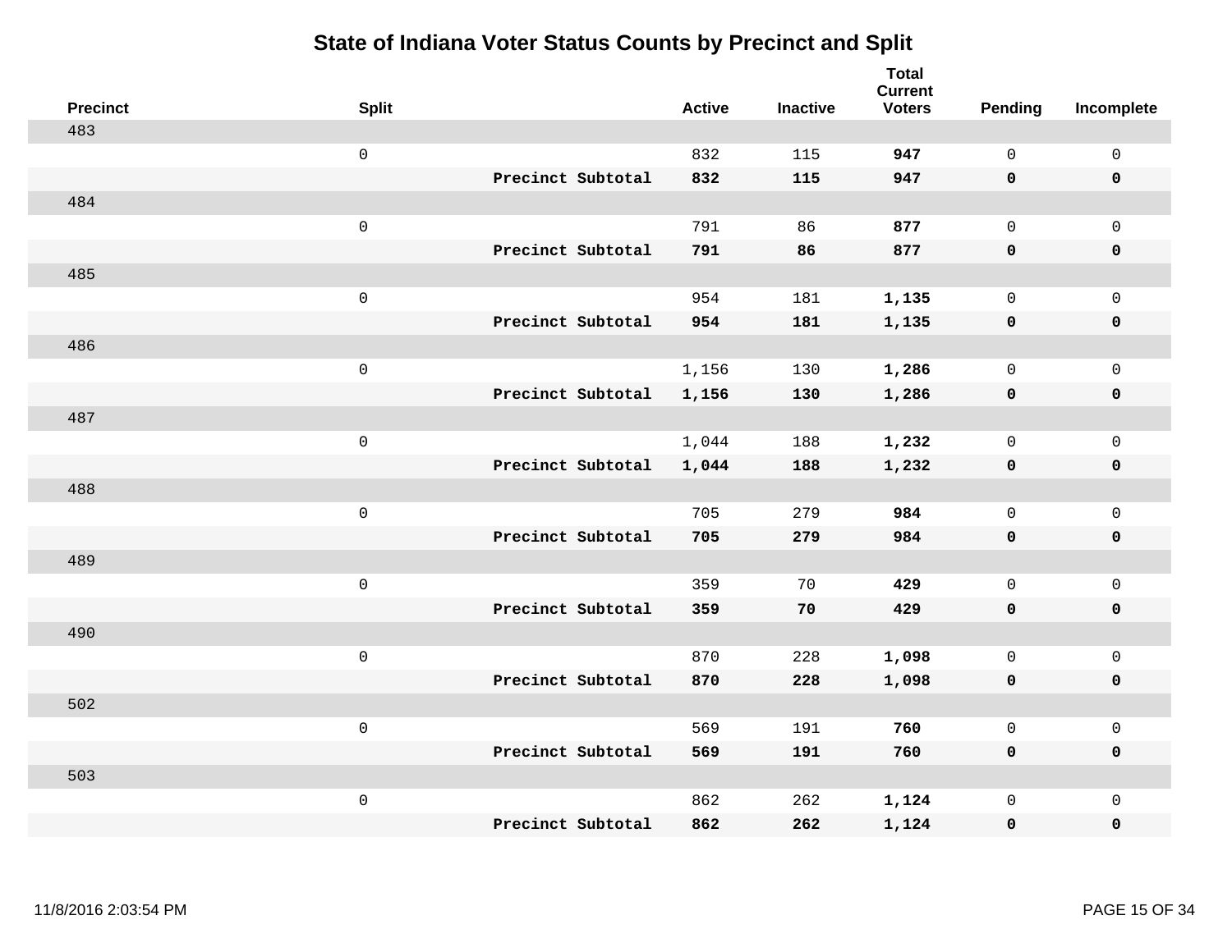# State of Indiana Voter Status Counts by Precinct and Split

| Precinct | Split | | Active | Inactive | Total Current Voters | Pending | Incomplete |
|---|---|---|---|---|---|---|---|
| 483 | | | | | | | |
| | 0 | | 832 | 115 | **947** | 0 | 0 |
| | | **Precinct Subtotal** | **832** | **115** | **947** | **0** | **0** |
| 484 | | | | | | | |
| | 0 | | 791 | 86 | **877** | 0 | 0 |
| | | **Precinct Subtotal** | **791** | **86** | **877** | **0** | **0** |
| 485 | | | | | | | |
| | 0 | | 954 | 181 | **1,135** | 0 | 0 |
| | | **Precinct Subtotal** | **954** | **181** | **1,135** | **0** | **0** |
| 486 | | | | | | | |
| | 0 | | 1,156 | 130 | **1,286** | 0 | 0 |
| | | **Precinct Subtotal** | **1,156** | **130** | **1,286** | **0** | **0** |
| 487 | | | | | | | |
| | 0 | | 1,044 | 188 | **1,232** | 0 | 0 |
| | | **Precinct Subtotal** | **1,044** | **188** | **1,232** | **0** | **0** |
| 488 | | | | | | | |
| | 0 | | 705 | 279 | **984** | 0 | 0 |
| | | **Precinct Subtotal** | **705** | **279** | **984** | **0** | **0** |
| 489 | | | | | | | |
| | 0 | | 359 | 70 | **429** | 0 | 0 |
| | | **Precinct Subtotal** | **359** | **70** | **429** | **0** | **0** |
| 490 | | | | | | | |
| | 0 | | 870 | 228 | **1,098** | 0 | 0 |
| | | **Precinct Subtotal** | **870** | **228** | **1,098** | **0** | **0** |
| 502 | | | | | | | |
| | 0 | | 569 | 191 | **760** | 0 | 0 |
| | | **Precinct Subtotal** | **569** | **191** | **760** | **0** | **0** |
| 503 | | | | | | | |
| | 0 | | 862 | 262 | **1,124** | 0 | 0 |
| | | **Precinct Subtotal** | **862** | **262** | **1,124** | **0** | **0** |

11/8/2016 2:03:54 PM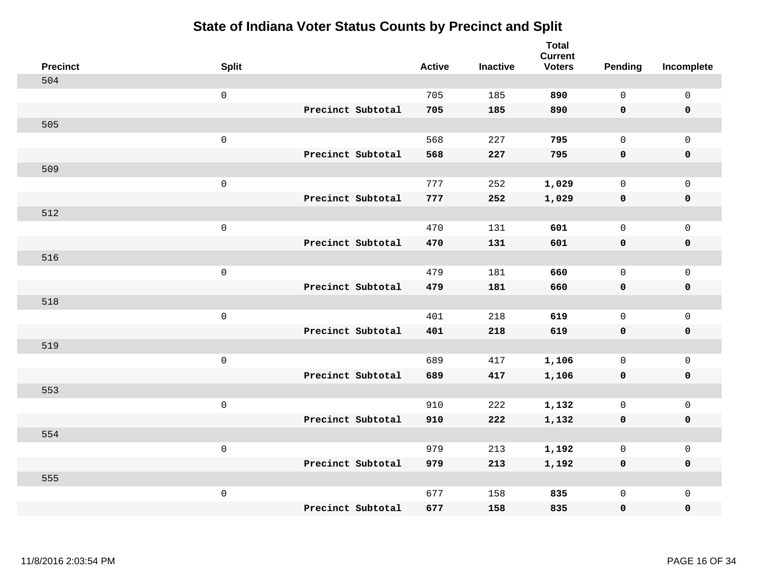# State of Indiana Voter Status Counts by Precinct and Split

| Precinct | Split | | Active | Inactive | Total Current Voters | Pending | Incomplete |
|---|---|---|---|---|---|---|---|
| 504 | | | | | | | |
| | 0 | | 705 | 185 | **890** | 0 | 0 |
| | | **Precinct Subtotal** | **705** | **185** | **890** | **0** | **0** |
| 505 | | | | | | | |
| | 0 | | 568 | 227 | **795** | 0 | 0 |
| | | **Precinct Subtotal** | **568** | **227** | **795** | **0** | **0** |
| 509 | | | | | | | |
| | 0 | | 777 | 252 | **1,029** | 0 | 0 |
| | | **Precinct Subtotal** | **777** | **252** | **1,029** | **0** | **0** |
| 512 | | | | | | | |
| | 0 | | 470 | 131 | **601** | 0 | 0 |
| | | **Precinct Subtotal** | **470** | **131** | **601** | **0** | **0** |
| 516 | | | | | | | |
| | 0 | | 479 | 181 | **660** | 0 | 0 |
| | | **Precinct Subtotal** | **479** | **181** | **660** | **0** | **0** |
| 518 | | | | | | | |
| | 0 | | 401 | 218 | **619** | 0 | 0 |
| | | **Precinct Subtotal** | **401** | **218** | **619** | **0** | **0** |
| 519 | | | | | | | |
| | 0 | | 689 | 417 | **1,106** | 0 | 0 |
| | | **Precinct Subtotal** | **689** | **417** | **1,106** | **0** | **0** |
| 553 | | | | | | | |
| | 0 | | 910 | 222 | **1,132** | 0 | 0 |
| | | **Precinct Subtotal** | **910** | **222** | **1,132** | **0** | **0** |
| 554 | | | | | | | |
| | 0 | | 979 | 213 | **1,192** | 0 | 0 |
| | | **Precinct Subtotal** | **979** | **213** | **1,192** | **0** | **0** |
| 555 | | | | | | | |
| | 0 | | 677 | 158 | **835** | 0 | 0 |
| | | **Precinct Subtotal** | **677** | **158** | **835** | **0** | **0** |

11/8/2016 2:03:54 PM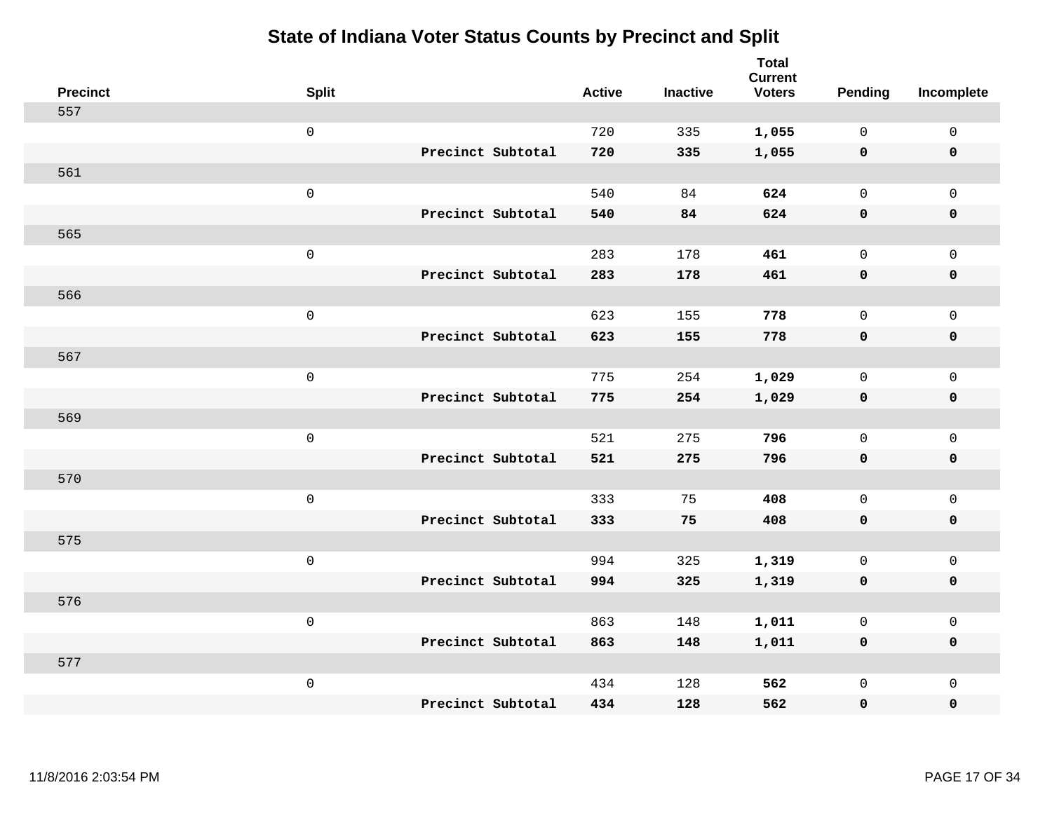# State of Indiana Voter Status Counts by Precinct and Split

| Precinct | Split | | Active | Inactive | Total Current Voters | Pending | Incomplete |
|---|---|---|---|---|---|---|---|
| 557 | | | | | | | |
| | 0 | | 720 | 335 | **1,055** | 0 | 0 |
| | | **Precinct Subtotal** | **720** | **335** | **1,055** | **0** | **0** |
| 561 | | | | | | | |
| | 0 | | 540 | 84 | **624** | 0 | 0 |
| | | **Precinct Subtotal** | **540** | **84** | **624** | **0** | **0** |
| 565 | | | | | | | |
| | 0 | | 283 | 178 | **461** | 0 | 0 |
| | | **Precinct Subtotal** | **283** | **178** | **461** | **0** | **0** |
| 566 | | | | | | | |
| | 0 | | 623 | 155 | **778** | 0 | 0 |
| | | **Precinct Subtotal** | **623** | **155** | **778** | **0** | **0** |
| 567 | | | | | | | |
| | 0 | | 775 | 254 | **1,029** | 0 | 0 |
| | | **Precinct Subtotal** | **775** | **254** | **1,029** | **0** | **0** |
| 569 | | | | | | | |
| | 0 | | 521 | 275 | **796** | 0 | 0 |
| | | **Precinct Subtotal** | **521** | **275** | **796** | **0** | **0** |
| 570 | | | | | | | |
| | 0 | | 333 | 75 | **408** | 0 | 0 |
| | | **Precinct Subtotal** | **333** | **75** | **408** | **0** | **0** |
| 575 | | | | | | | |
| | 0 | | 994 | 325 | **1,319** | 0 | 0 |
| | | **Precinct Subtotal** | **994** | **325** | **1,319** | **0** | **0** |
| 576 | | | | | | | |
| | 0 | | 863 | 148 | **1,011** | 0 | 0 |
| | | **Precinct Subtotal** | **863** | **148** | **1,011** | **0** | **0** |
| 577 | | | | | | | |
| | 0 | | 434 | 128 | **562** | 0 | 0 |
| | | **Precinct Subtotal** | **434** | **128** | **562** | **0** | **0** |

11/8/2016 2:03:54 PM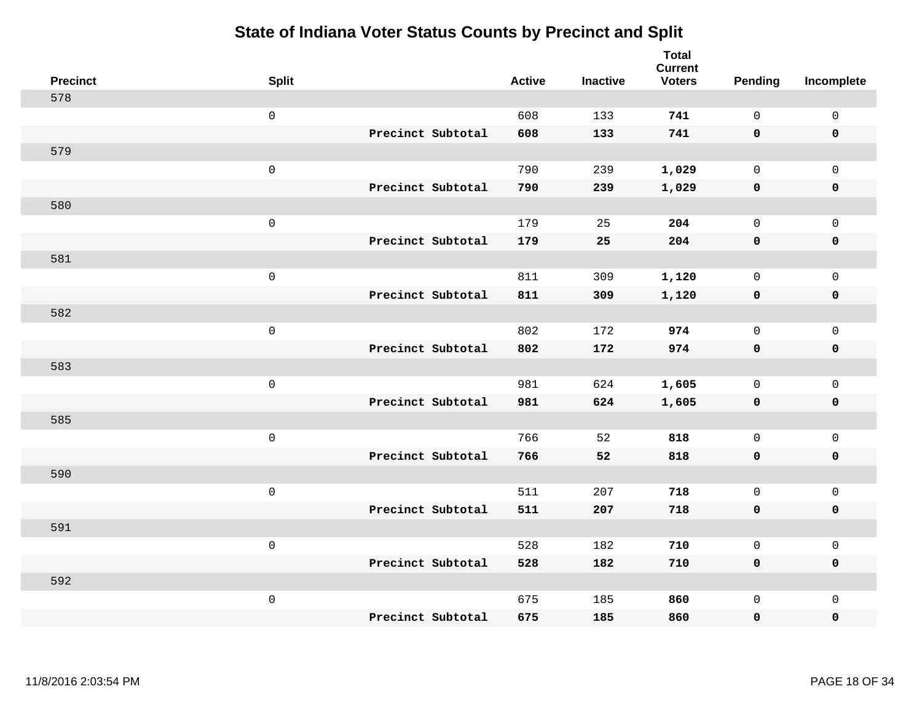# State of Indiana Voter Status Counts by Precinct and Split

| Precinct | Split | | Active | Inactive | Total Current Voters | Pending | Incomplete |
|---|---|---|---|---|---|---|---|
| 578 | | | | | | | |
| | 0 | | 608 | 133 | **741** | 0 | 0 |
| | | **Precinct Subtotal** | **608** | **133** | **741** | **0** | **0** |
| 579 | | | | | | | |
| | 0 | | 790 | 239 | **1,029** | 0 | 0 |
| | | **Precinct Subtotal** | **790** | **239** | **1,029** | **0** | **0** |
| 580 | | | | | | | |
| | 0 | | 179 | 25 | **204** | 0 | 0 |
| | | **Precinct Subtotal** | **179** | **25** | **204** | **0** | **0** |
| 581 | | | | | | | |
| | 0 | | 811 | 309 | **1,120** | 0 | 0 |
| | | **Precinct Subtotal** | **811** | **309** | **1,120** | **0** | **0** |
| 582 | | | | | | | |
| | 0 | | 802 | 172 | **974** | 0 | 0 |
| | | **Precinct Subtotal** | **802** | **172** | **974** | **0** | **0** |
| 583 | | | | | | | |
| | 0 | | 981 | 624 | **1,605** | 0 | 0 |
| | | **Precinct Subtotal** | **981** | **624** | **1,605** | **0** | **0** |
| 585 | | | | | | | |
| | 0 | | 766 | 52 | **818** | 0 | 0 |
| | | **Precinct Subtotal** | **766** | **52** | **818** | **0** | **0** |
| 590 | | | | | | | |
| | 0 | | 511 | 207 | **718** | 0 | 0 |
| | | **Precinct Subtotal** | **511** | **207** | **718** | **0** | **0** |
| 591 | | | | | | | |
| | 0 | | 528 | 182 | **710** | 0 | 0 |
| | | **Precinct Subtotal** | **528** | **182** | **710** | **0** | **0** |
| 592 | | | | | | | |
| | 0 | | 675 | 185 | **860** | 0 | 0 |
| | | **Precinct Subtotal** | **675** | **185** | **860** | **0** | **0** |

11/8/2016 2:03:54 PM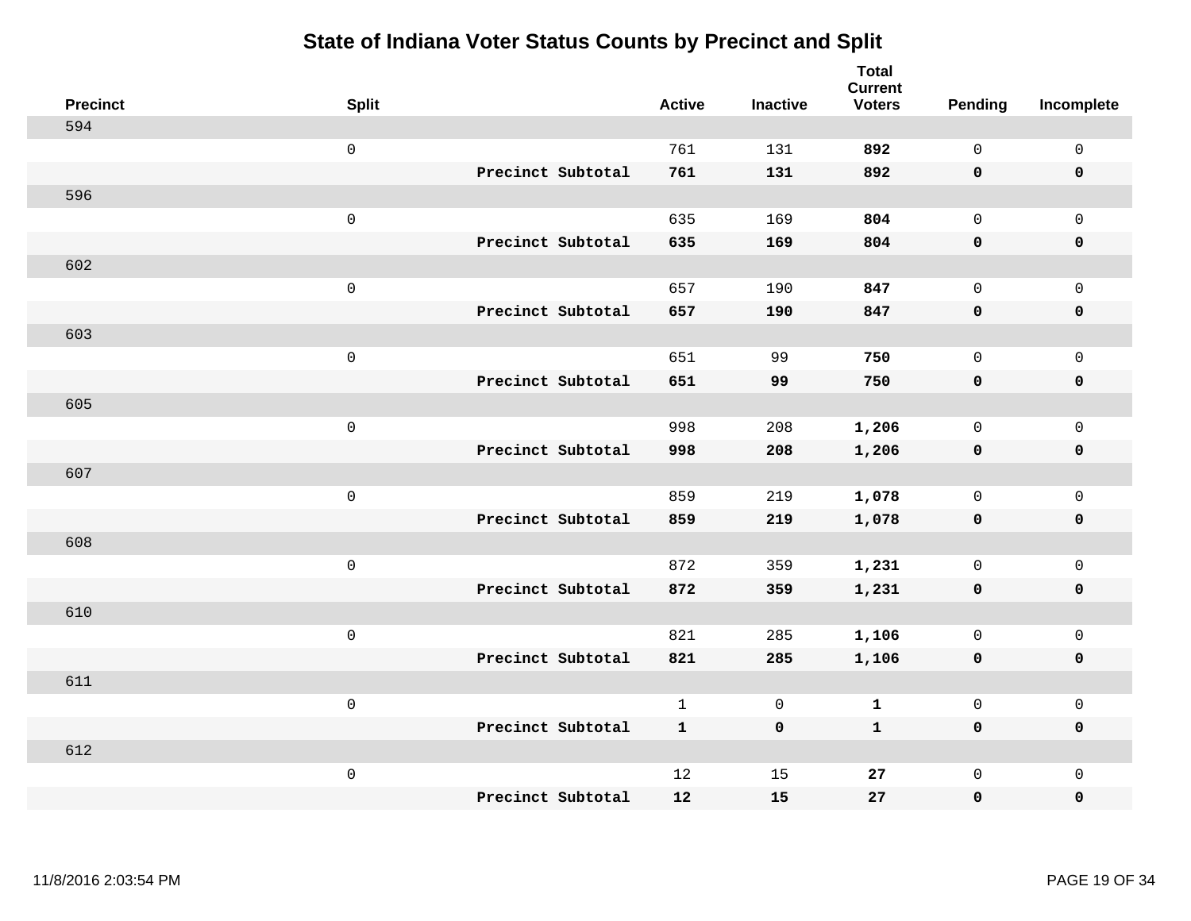# State of Indiana Voter Status Counts by Precinct and Split

| Precinct | Split | | Active | Inactive | Total Current Voters | Pending | Incomplete |
|---|---|---|---|---|---|---|---|
| 594 | | | | | | | |
| | 0 | | 761 | 131 | **892** | 0 | 0 |
| | | **Precinct Subtotal** | **761** | **131** | **892** | **0** | **0** |
| 596 | | | | | | | |
| | 0 | | 635 | 169 | **804** | 0 | 0 |
| | | **Precinct Subtotal** | **635** | **169** | **804** | **0** | **0** |
| 602 | | | | | | | |
| | 0 | | 657 | 190 | **847** | 0 | 0 |
| | | **Precinct Subtotal** | **657** | **190** | **847** | **0** | **0** |
| 603 | | | | | | | |
| | 0 | | 651 | 99 | **750** | 0 | 0 |
| | | **Precinct Subtotal** | **651** | **99** | **750** | **0** | **0** |
| 605 | | | | | | | |
| | 0 | | 998 | 208 | **1,206** | 0 | 0 |
| | | **Precinct Subtotal** | **998** | **208** | **1,206** | **0** | **0** |
| 607 | | | | | | | |
| | 0 | | 859 | 219 | **1,078** | 0 | 0 |
| | | **Precinct Subtotal** | **859** | **219** | **1,078** | **0** | **0** |
| 608 | | | | | | | |
| | 0 | | 872 | 359 | **1,231** | 0 | 0 |
| | | **Precinct Subtotal** | **872** | **359** | **1,231** | **0** | **0** |
| 610 | | | | | | | |
| | 0 | | 821 | 285 | **1,106** | 0 | 0 |
| | | **Precinct Subtotal** | **821** | **285** | **1,106** | **0** | **0** |
| 611 | | | | | | | |
| | 0 | | 1 | 0 | **1** | 0 | 0 |
| | | **Precinct Subtotal** | **1** | **0** | **1** | **0** | **0** |
| 612 | | | | | | | |
| | 0 | | 12 | 15 | **27** | 0 | 0 |
| | | **Precinct Subtotal** | **12** | **15** | **27** | **0** | **0** |

11/8/2016 2:03:54 PM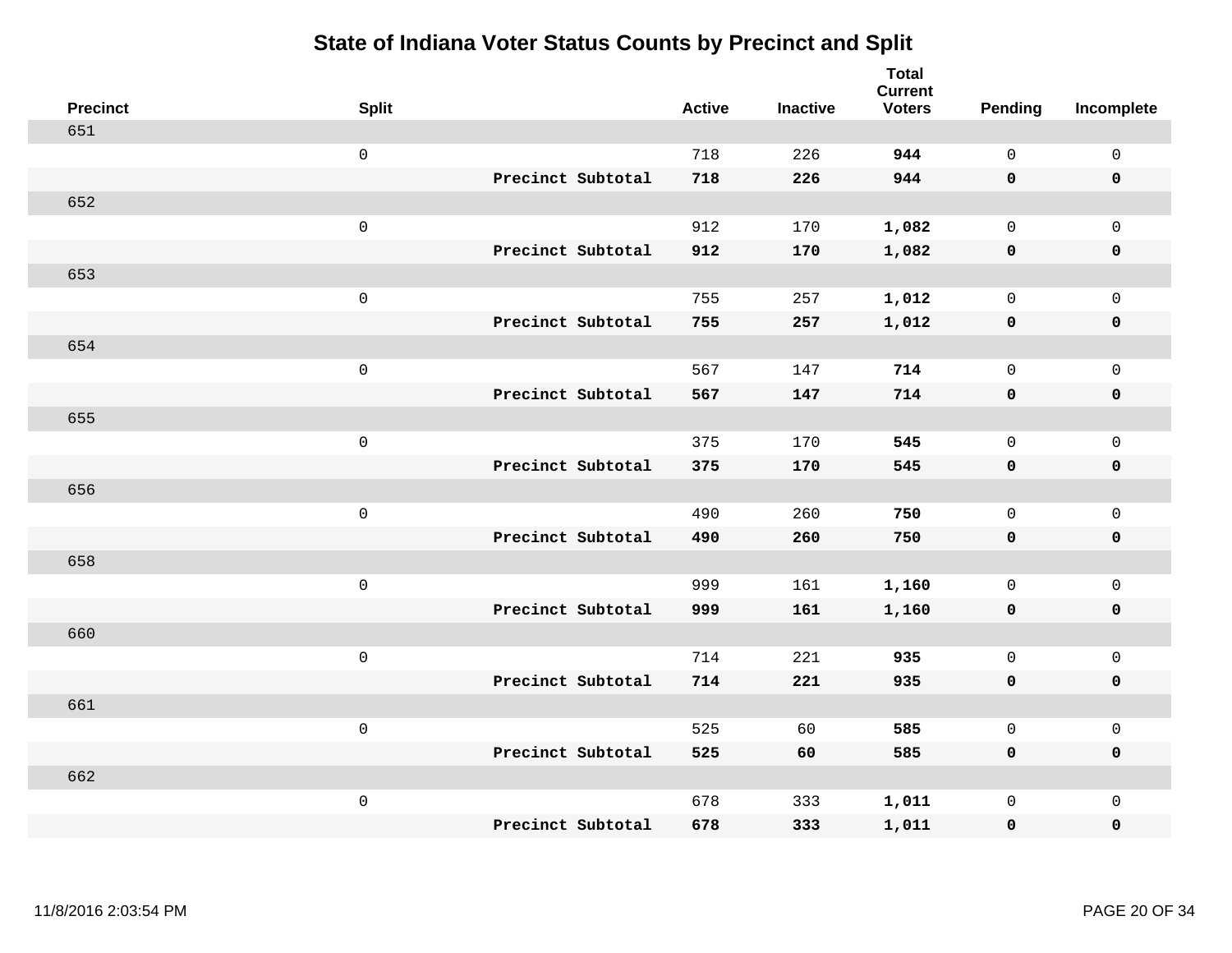# State of Indiana Voter Status Counts by Precinct and Split

| Precinct | Split | | Active | Inactive | Total Current Voters | Pending | Incomplete |
|---|---|---|---|---|---|---|---|
| 651 | | | | | | | |
| | 0 | | 718 | 226 | **944** | 0 | 0 |
| | | **Precinct Subtotal** | **718** | **226** | **944** | **0** | **0** |
| 652 | | | | | | | |
| | 0 | | 912 | 170 | **1,082** | 0 | 0 |
| | | **Precinct Subtotal** | **912** | **170** | **1,082** | **0** | **0** |
| 653 | | | | | | | |
| | 0 | | 755 | 257 | **1,012** | 0 | 0 |
| | | **Precinct Subtotal** | **755** | **257** | **1,012** | **0** | **0** |
| 654 | | | | | | | |
| | 0 | | 567 | 147 | **714** | 0 | 0 |
| | | **Precinct Subtotal** | **567** | **147** | **714** | **0** | **0** |
| 655 | | | | | | | |
| | 0 | | 375 | 170 | **545** | 0 | 0 |
| | | **Precinct Subtotal** | **375** | **170** | **545** | **0** | **0** |
| 656 | | | | | | | |
| | 0 | | 490 | 260 | **750** | 0 | 0 |
| | | **Precinct Subtotal** | **490** | **260** | **750** | **0** | **0** |
| 658 | | | | | | | |
| | 0 | | 999 | 161 | **1,160** | 0 | 0 |
| | | **Precinct Subtotal** | **999** | **161** | **1,160** | **0** | **0** |
| 660 | | | | | | | |
| | 0 | | 714 | 221 | **935** | 0 | 0 |
| | | **Precinct Subtotal** | **714** | **221** | **935** | **0** | **0** |
| 661 | | | | | | | |
| | 0 | | 525 | 60 | **585** | 0 | 0 |
| | | **Precinct Subtotal** | **525** | **60** | **585** | **0** | **0** |
| 662 | | | | | | | |
| | 0 | | 678 | 333 | **1,011** | 0 | 0 |
| | | **Precinct Subtotal** | **678** | **333** | **1,011** | **0** | **0** |

11/8/2016 2:03:54 PM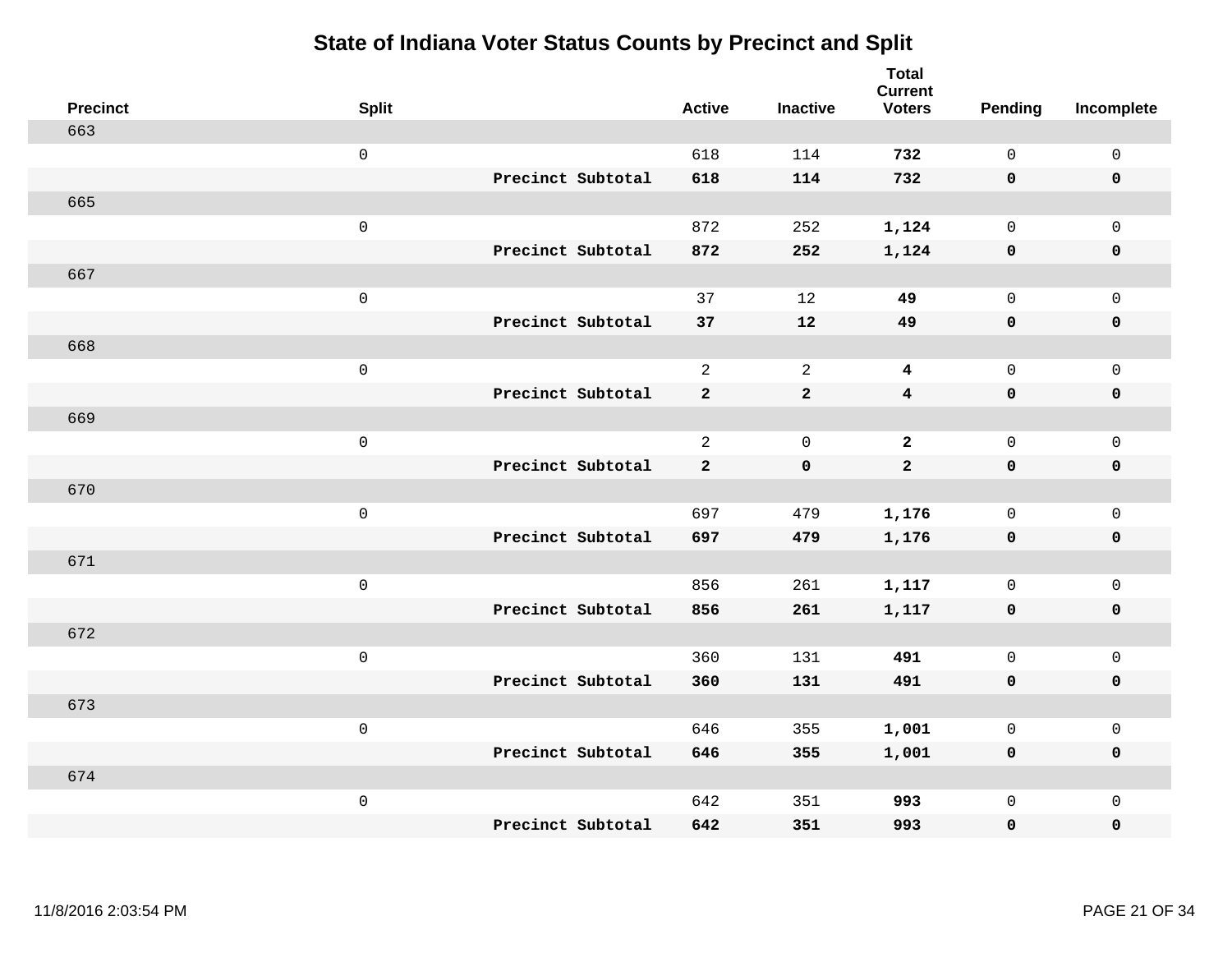# State of Indiana Voter Status Counts by Precinct and Split

| Precinct | Split | | Active | Inactive | Total Current Voters | Pending | Incomplete |
|---|---|---|---|---|---|---|---|
| 663 | | | | | | | |
| | 0 | | 618 | 114 | **732** | 0 | 0 |
| | | **Precinct Subtotal** | **618** | **114** | **732** | **0** | **0** |
| 665 | | | | | | | |
| | 0 | | 872 | 252 | **1,124** | 0 | 0 |
| | | **Precinct Subtotal** | **872** | **252** | **1,124** | **0** | **0** |
| 667 | | | | | | | |
| | 0 | | 37 | 12 | **49** | 0 | 0 |
| | | **Precinct Subtotal** | **37** | **12** | **49** | **0** | **0** |
| 668 | | | | | | | |
| | 0 | | 2 | 2 | **4** | 0 | 0 |
| | | **Precinct Subtotal** | **2** | **2** | **4** | **0** | **0** |
| 669 | | | | | | | |
| | 0 | | 2 | 0 | **2** | 0 | 0 |
| | | **Precinct Subtotal** | **2** | **0** | **2** | **0** | **0** |
| 670 | | | | | | | |
| | 0 | | 697 | 479 | **1,176** | 0 | 0 |
| | | **Precinct Subtotal** | **697** | **479** | **1,176** | **0** | **0** |
| 671 | | | | | | | |
| | 0 | | 856 | 261 | **1,117** | 0 | 0 |
| | | **Precinct Subtotal** | **856** | **261** | **1,117** | **0** | **0** |
| 672 | | | | | | | |
| | 0 | | 360 | 131 | **491** | 0 | 0 |
| | | **Precinct Subtotal** | **360** | **131** | **491** | **0** | **0** |
| 673 | | | | | | | |
| | 0 | | 646 | 355 | **1,001** | 0 | 0 |
| | | **Precinct Subtotal** | **646** | **355** | **1,001** | **0** | **0** |
| 674 | | | | | | | |
| | 0 | | 642 | 351 | **993** | 0 | 0 |
| | | **Precinct Subtotal** | **642** | **351** | **993** | **0** | **0** |

11/8/2016 2:03:54 PM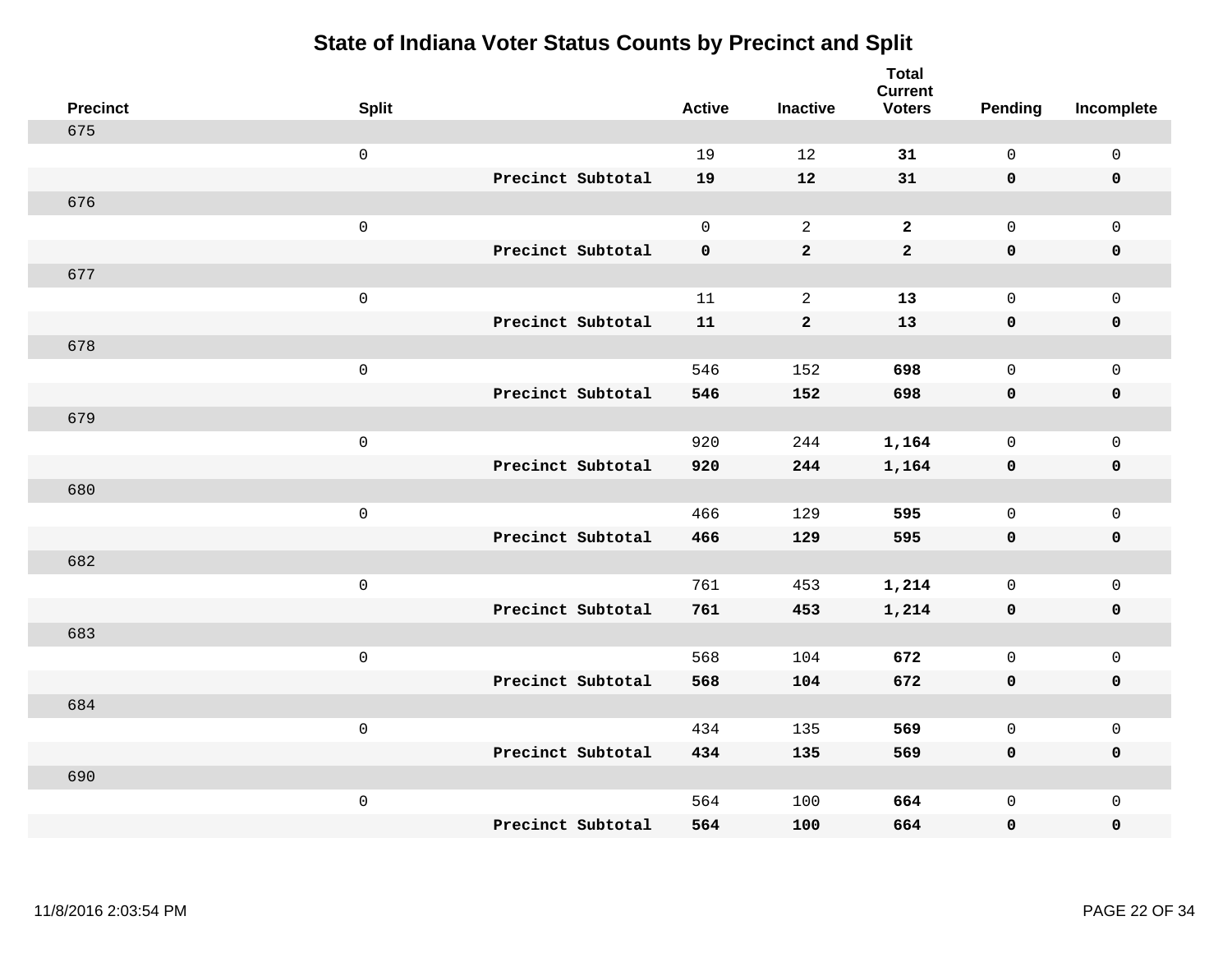# State of Indiana Voter Status Counts by Precinct and Split

| Precinct | Split | | Active | Inactive | Total Current Voters | Pending | Incomplete |
|---|---|---|---|---|---|---|---|
| 675 | | | | | | | |
| | 0 | | 19 | 12 | **31** | 0 | 0 |
| | | **Precinct Subtotal** | **19** | **12** | **31** | **0** | **0** |
| 676 | | | | | | | |
| | 0 | | 0 | 2 | **2** | 0 | 0 |
| | | **Precinct Subtotal** | **0** | **2** | **2** | **0** | **0** |
| 677 | | | | | | | |
| | 0 | | 11 | 2 | **13** | 0 | 0 |
| | | **Precinct Subtotal** | **11** | **2** | **13** | **0** | **0** |
| 678 | | | | | | | |
| | 0 | | 546 | 152 | **698** | 0 | 0 |
| | | **Precinct Subtotal** | **546** | **152** | **698** | **0** | **0** |
| 679 | | | | | | | |
| | 0 | | 920 | 244 | **1,164** | 0 | 0 |
| | | **Precinct Subtotal** | **920** | **244** | **1,164** | **0** | **0** |
| 680 | | | | | | | |
| | 0 | | 466 | 129 | **595** | 0 | 0 |
| | | **Precinct Subtotal** | **466** | **129** | **595** | **0** | **0** |
| 682 | | | | | | | |
| | 0 | | 761 | 453 | **1,214** | 0 | 0 |
| | | **Precinct Subtotal** | **761** | **453** | **1,214** | **0** | **0** |
| 683 | | | | | | | |
| | 0 | | 568 | 104 | **672** | 0 | 0 |
| | | **Precinct Subtotal** | **568** | **104** | **672** | **0** | **0** |
| 684 | | | | | | | |
| | 0 | | 434 | 135 | **569** | 0 | 0 |
| | | **Precinct Subtotal** | **434** | **135** | **569** | **0** | **0** |
| 690 | | | | | | | |
| | 0 | | 564 | 100 | **664** | 0 | 0 |
| | | **Precinct Subtotal** | **564** | **100** | **664** | **0** | **0** |

11/8/2016 2:03:54 PM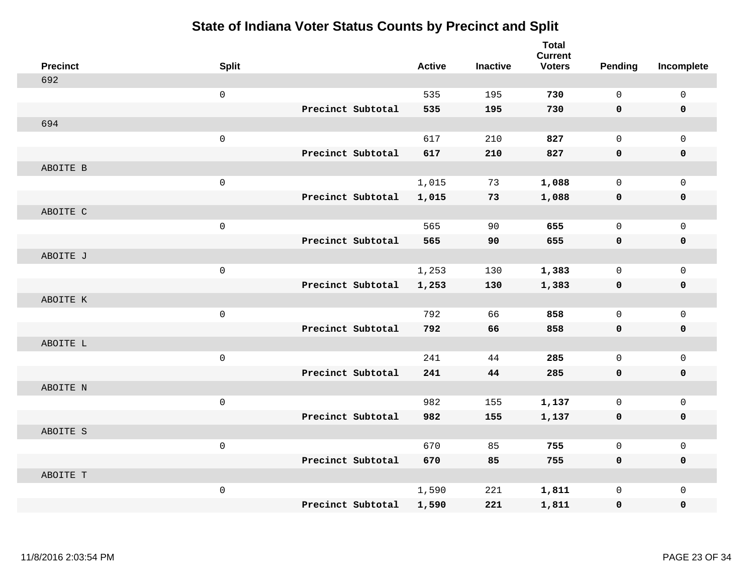# State of Indiana Voter Status Counts by Precinct and Split

| Precinct | Split | | Active | Inactive | Total Current Voters | Pending | Incomplete |
|---|---|---|---|---|---|---|---|
| 692 | | | | | | | |
| | 0 | | 535 | 195 | **730** | 0 | 0 |
| | | **Precinct Subtotal** | **535** | **195** | **730** | **0** | **0** |
| 694 | | | | | | | |
| | 0 | | 617 | 210 | **827** | 0 | 0 |
| | | **Precinct Subtotal** | **617** | **210** | **827** | **0** | **0** |
| ABOITE B | | | | | | | |
| | 0 | | 1,015 | 73 | **1,088** | 0 | 0 |
| | | **Precinct Subtotal** | **1,015** | **73** | **1,088** | **0** | **0** |
| ABOITE C | | | | | | | |
| | 0 | | 565 | 90 | **655** | 0 | 0 |
| | | **Precinct Subtotal** | **565** | **90** | **655** | **0** | **0** |
| ABOITE J | | | | | | | |
| | 0 | | 1,253 | 130 | **1,383** | 0 | 0 |
| | | **Precinct Subtotal** | **1,253** | **130** | **1,383** | **0** | **0** |
| ABOITE K | | | | | | | |
| | 0 | | 792 | 66 | **858** | 0 | 0 |
| | | **Precinct Subtotal** | **792** | **66** | **858** | **0** | **0** |
| ABOITE L | | | | | | | |
| | 0 | | 241 | 44 | **285** | 0 | 0 |
| | | **Precinct Subtotal** | **241** | **44** | **285** | **0** | **0** |
| ABOITE N | | | | | | | |
| | 0 | | 982 | 155 | **1,137** | 0 | 0 |
| | | **Precinct Subtotal** | **982** | **155** | **1,137** | **0** | **0** |
| ABOITE S | | | | | | | |
| | 0 | | 670 | 85 | **755** | 0 | 0 |
| | | **Precinct Subtotal** | **670** | **85** | **755** | **0** | **0** |
| ABOITE T | | | | | | | |
| | 0 | | 1,590 | 221 | **1,811** | 0 | 0 |
| | | **Precinct Subtotal** | **1,590** | **221** | **1,811** | **0** | **0** |

11/8/2016 2:03:54 PM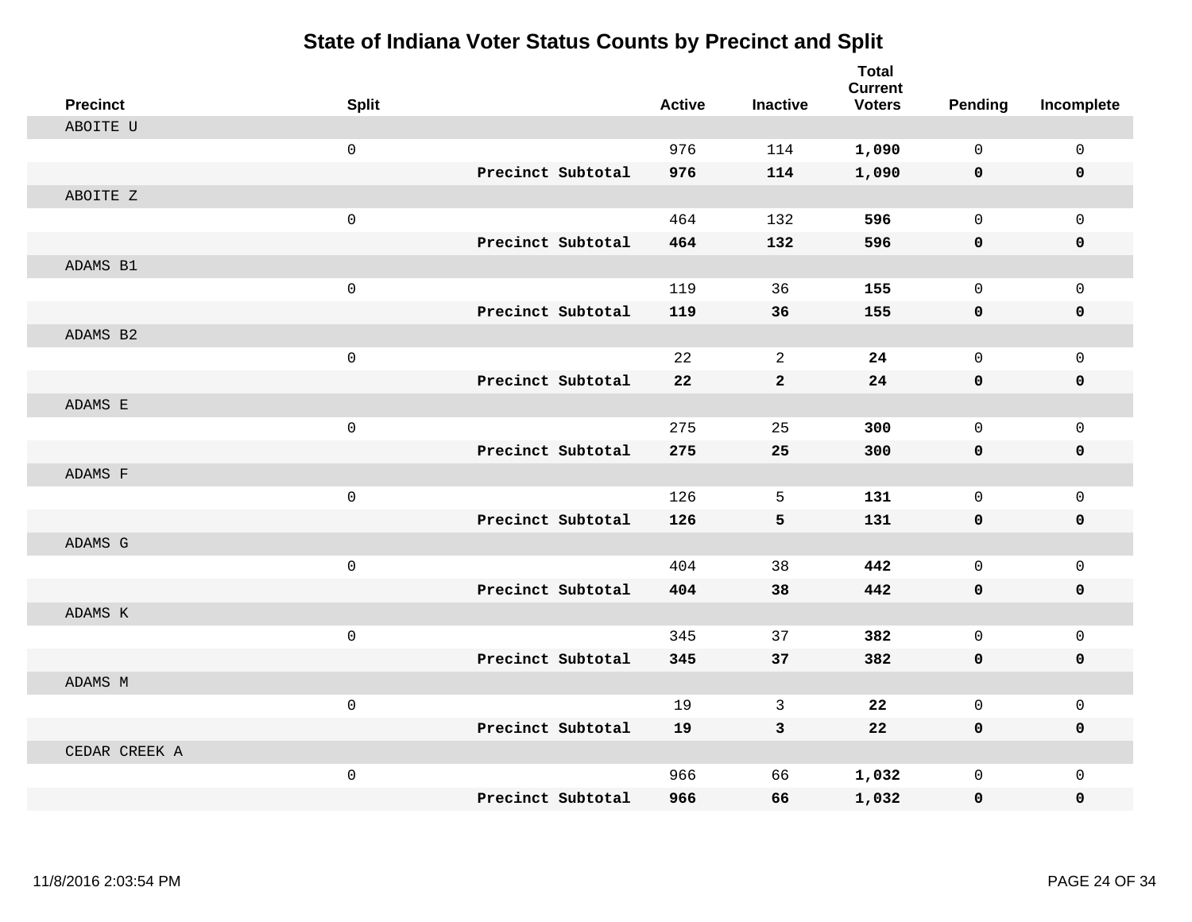# State of Indiana Voter Status Counts by Precinct and Split

| Precinct | Split | | Active | Inactive | Total Current Voters | Pending | Incomplete |
|---|---|---|---|---|---|---|---|
| ABOITE U | | | | | | | |
| | 0 | | 976 | 114 | **1,090** | 0 | 0 |
| | | **Precinct Subtotal** | **976** | **114** | **1,090** | **0** | **0** |
| ABOITE Z | | | | | | | |
| | 0 | | 464 | 132 | **596** | 0 | 0 |
| | | **Precinct Subtotal** | **464** | **132** | **596** | **0** | **0** |
| ADAMS B1 | | | | | | | |
| | 0 | | 119 | 36 | **155** | 0 | 0 |
| | | **Precinct Subtotal** | **119** | **36** | **155** | **0** | **0** |
| ADAMS B2 | | | | | | | |
| | 0 | | 22 | 2 | **24** | 0 | 0 |
| | | **Precinct Subtotal** | **22** | **2** | **24** | **0** | **0** |
| ADAMS E | | | | | | | |
| | 0 | | 275 | 25 | **300** | 0 | 0 |
| | | **Precinct Subtotal** | **275** | **25** | **300** | **0** | **0** |
| ADAMS F | | | | | | | |
| | 0 | | 126 | 5 | **131** | 0 | 0 |
| | | **Precinct Subtotal** | **126** | **5** | **131** | **0** | **0** |
| ADAMS G | | | | | | | |
| | 0 | | 404 | 38 | **442** | 0 | 0 |
| | | **Precinct Subtotal** | **404** | **38** | **442** | **0** | **0** |
| ADAMS K | | | | | | | |
| | 0 | | 345 | 37 | **382** | 0 | 0 |
| | | **Precinct Subtotal** | **345** | **37** | **382** | **0** | **0** |
| ADAMS M | | | | | | | |
| | 0 | | 19 | 3 | **22** | 0 | 0 |
| | | **Precinct Subtotal** | **19** | **3** | **22** | **0** | **0** |
| CEDAR CREEK A | | | | | | | |
| | 0 | | 966 | 66 | **1,032** | 0 | 0 |
| | | **Precinct Subtotal** | **966** | **66** | **1,032** | **0** | **0** |

11/8/2016 2:03:54 PM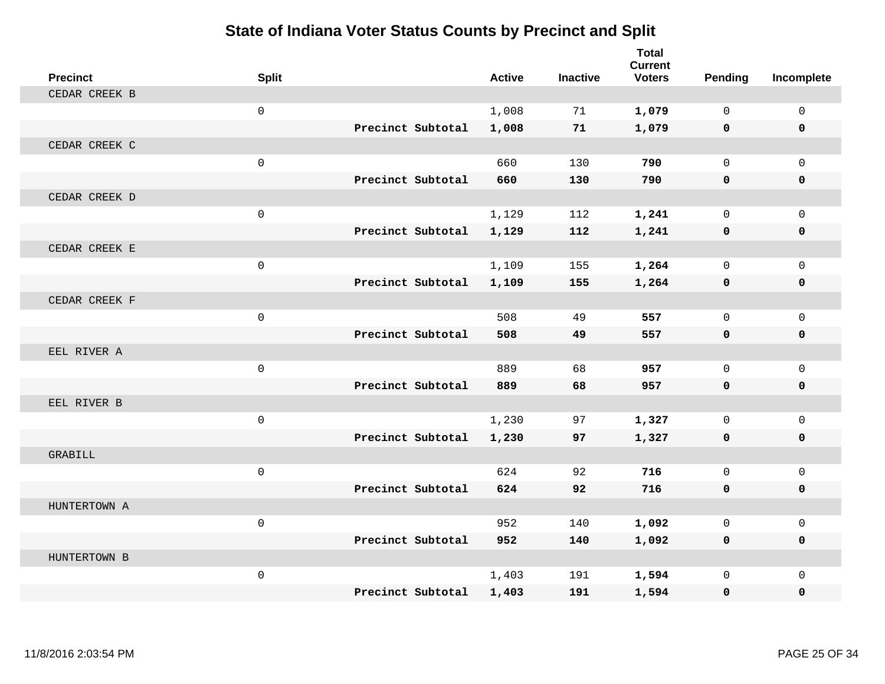# State of Indiana Voter Status Counts by Precinct and Split

| Precinct | Split | | Active | Inactive | Total Current Voters | Pending | Incomplete |
|---|---|---|---|---|---|---|---|
| CEDAR CREEK B | | | | | | | |
| | 0 | | 1,008 | 71 | **1,079** | 0 | 0 |
| | | **Precinct Subtotal** | **1,008** | **71** | **1,079** | **0** | **0** |
| CEDAR CREEK C | | | | | | | |
| | 0 | | 660 | 130 | **790** | 0 | 0 |
| | | **Precinct Subtotal** | **660** | **130** | **790** | **0** | **0** |
| CEDAR CREEK D | | | | | | | |
| | 0 | | 1,129 | 112 | **1,241** | 0 | 0 |
| | | **Precinct Subtotal** | **1,129** | **112** | **1,241** | **0** | **0** |
| CEDAR CREEK E | | | | | | | |
| | 0 | | 1,109 | 155 | **1,264** | 0 | 0 |
| | | **Precinct Subtotal** | **1,109** | **155** | **1,264** | **0** | **0** |
| CEDAR CREEK F | | | | | | | |
| | 0 | | 508 | 49 | **557** | 0 | 0 |
| | | **Precinct Subtotal** | **508** | **49** | **557** | **0** | **0** |
| EEL RIVER A | | | | | | | |
| | 0 | | 889 | 68 | **957** | 0 | 0 |
| | | **Precinct Subtotal** | **889** | **68** | **957** | **0** | **0** |
| EEL RIVER B | | | | | | | |
| | 0 | | 1,230 | 97 | **1,327** | 0 | 0 |
| | | **Precinct Subtotal** | **1,230** | **97** | **1,327** | **0** | **0** |
| GRABILL | | | | | | | |
| | 0 | | 624 | 92 | **716** | 0 | 0 |
| | | **Precinct Subtotal** | **624** | **92** | **716** | **0** | **0** |
| HUNTERTOWN A | | | | | | | |
| | 0 | | 952 | 140 | **1,092** | 0 | 0 |
| | | **Precinct Subtotal** | **952** | **140** | **1,092** | **0** | **0** |
| HUNTERTOWN B | | | | | | | |
| | 0 | | 1,403 | 191 | **1,594** | 0 | 0 |
| | | **Precinct Subtotal** | **1,403** | **191** | **1,594** | **0** | **0** |

11/8/2016 2:03:54 PM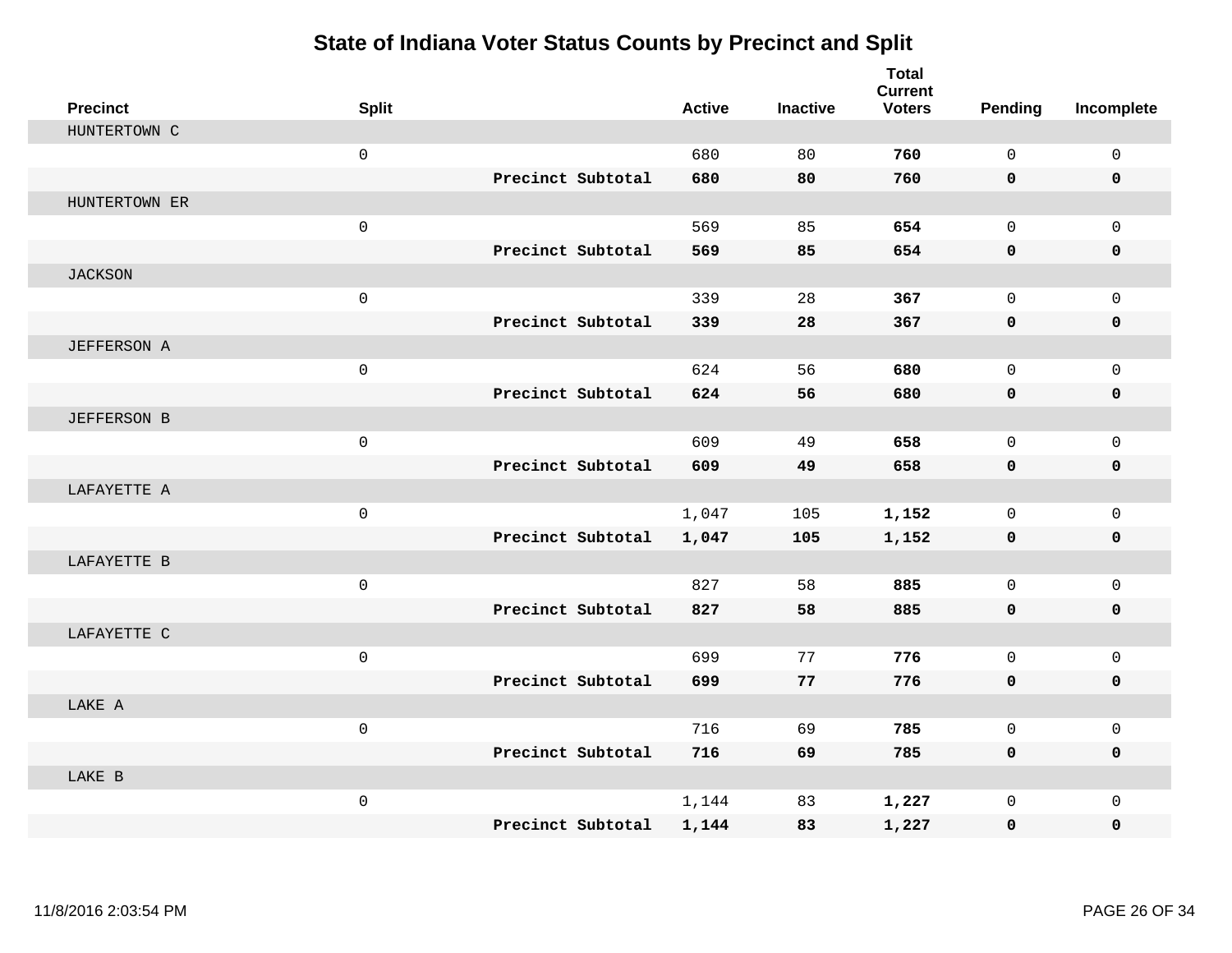# State of Indiana Voter Status Counts by Precinct and Split

| Precinct | Split | | Active | Inactive | Total Current Voters | Pending | Incomplete |
|---|---|---|---|---|---|---|---|
| HUNTERTOWN C | | | | | | | |
| | 0 | | 680 | 80 | **760** | 0 | 0 |
| | | **Precinct Subtotal** | **680** | **80** | **760** | **0** | **0** |
| HUNTERTOWN ER | | | | | | | |
| | 0 | | 569 | 85 | **654** | 0 | 0 |
| | | **Precinct Subtotal** | **569** | **85** | **654** | **0** | **0** |
| JACKSON | | | | | | | |
| | 0 | | 339 | 28 | **367** | 0 | 0 |
| | | **Precinct Subtotal** | **339** | **28** | **367** | **0** | **0** |
| JEFFERSON A | | | | | | | |
| | 0 | | 624 | 56 | **680** | 0 | 0 |
| | | **Precinct Subtotal** | **624** | **56** | **680** | **0** | **0** |
| JEFFERSON B | | | | | | | |
| | 0 | | 609 | 49 | **658** | 0 | 0 |
| | | **Precinct Subtotal** | **609** | **49** | **658** | **0** | **0** |
| LAFAYETTE A | | | | | | | |
| | 0 | | 1,047 | 105 | **1,152** | 0 | 0 |
| | | **Precinct Subtotal** | **1,047** | **105** | **1,152** | **0** | **0** |
| LAFAYETTE B | | | | | | | |
| | 0 | | 827 | 58 | **885** | 0 | 0 |
| | | **Precinct Subtotal** | **827** | **58** | **885** | **0** | **0** |
| LAFAYETTE C | | | | | | | |
| | 0 | | 699 | 77 | **776** | 0 | 0 |
| | | **Precinct Subtotal** | **699** | **77** | **776** | **0** | **0** |
| LAKE A | | | | | | | |
| | 0 | | 716 | 69 | **785** | 0 | 0 |
| | | **Precinct Subtotal** | **716** | **69** | **785** | **0** | **0** |
| LAKE B | | | | | | | |
| | 0 | | 1,144 | 83 | **1,227** | 0 | 0 |
| | | **Precinct Subtotal** | **1,144** | **83** | **1,227** | **0** | **0** |

11/8/2016 2:03:54 PM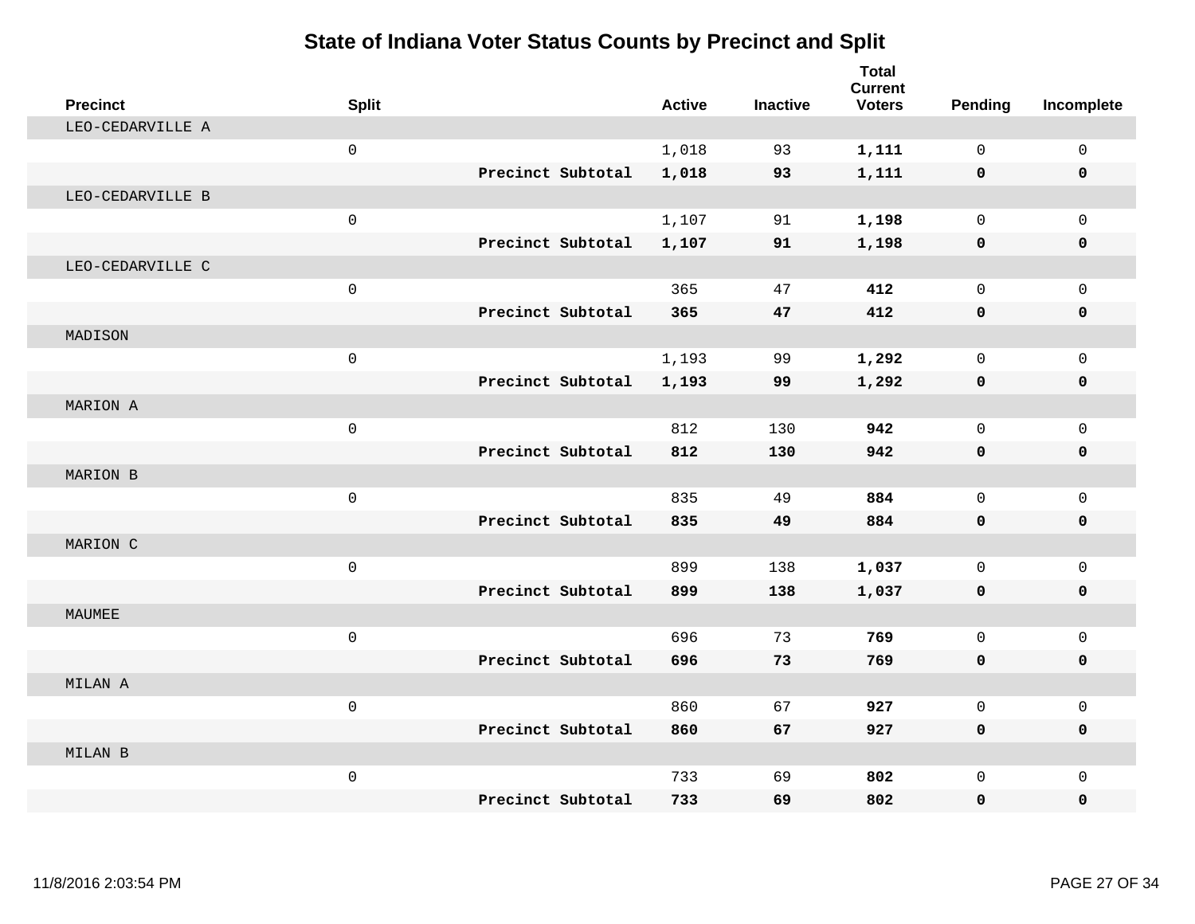# State of Indiana Voter Status Counts by Precinct and Split

| Precinct | Split | | Active | Inactive | Total Current Voters | Pending | Incomplete |
|---|---|---|---|---|---|---|---|
| LEO-CEDARVILLE A | | | | | | | |
| | 0 | | 1,018 | 93 | **1,111** | 0 | 0 |
| | | **Precinct Subtotal** | **1,018** | **93** | **1,111** | **0** | **0** |
| LEO-CEDARVILLE B | | | | | | | |
| | 0 | | 1,107 | 91 | **1,198** | 0 | 0 |
| | | **Precinct Subtotal** | **1,107** | **91** | **1,198** | **0** | **0** |
| LEO-CEDARVILLE C | | | | | | | |
| | 0 | | 365 | 47 | **412** | 0 | 0 |
| | | **Precinct Subtotal** | **365** | **47** | **412** | **0** | **0** |
| MADISON | | | | | | | |
| | 0 | | 1,193 | 99 | **1,292** | 0 | 0 |
| | | **Precinct Subtotal** | **1,193** | **99** | **1,292** | **0** | **0** |
| MARION A | | | | | | | |
| | 0 | | 812 | 130 | **942** | 0 | 0 |
| | | **Precinct Subtotal** | **812** | **130** | **942** | **0** | **0** |
| MARION B | | | | | | | |
| | 0 | | 835 | 49 | **884** | 0 | 0 |
| | | **Precinct Subtotal** | **835** | **49** | **884** | **0** | **0** |
| MARION C | | | | | | | |
| | 0 | | 899 | 138 | **1,037** | 0 | 0 |
| | | **Precinct Subtotal** | **899** | **138** | **1,037** | **0** | **0** |
| MAUMEE | | | | | | | |
| | 0 | | 696 | 73 | **769** | 0 | 0 |
| | | **Precinct Subtotal** | **696** | **73** | **769** | **0** | **0** |
| MILAN A | | | | | | | |
| | 0 | | 860 | 67 | **927** | 0 | 0 |
| | | **Precinct Subtotal** | **860** | **67** | **927** | **0** | **0** |
| MILAN B | | | | | | | |
| | 0 | | 733 | 69 | **802** | 0 | 0 |
| | | **Precinct Subtotal** | **733** | **69** | **802** | **0** | **0** |

11/8/2016 2:03:54 PM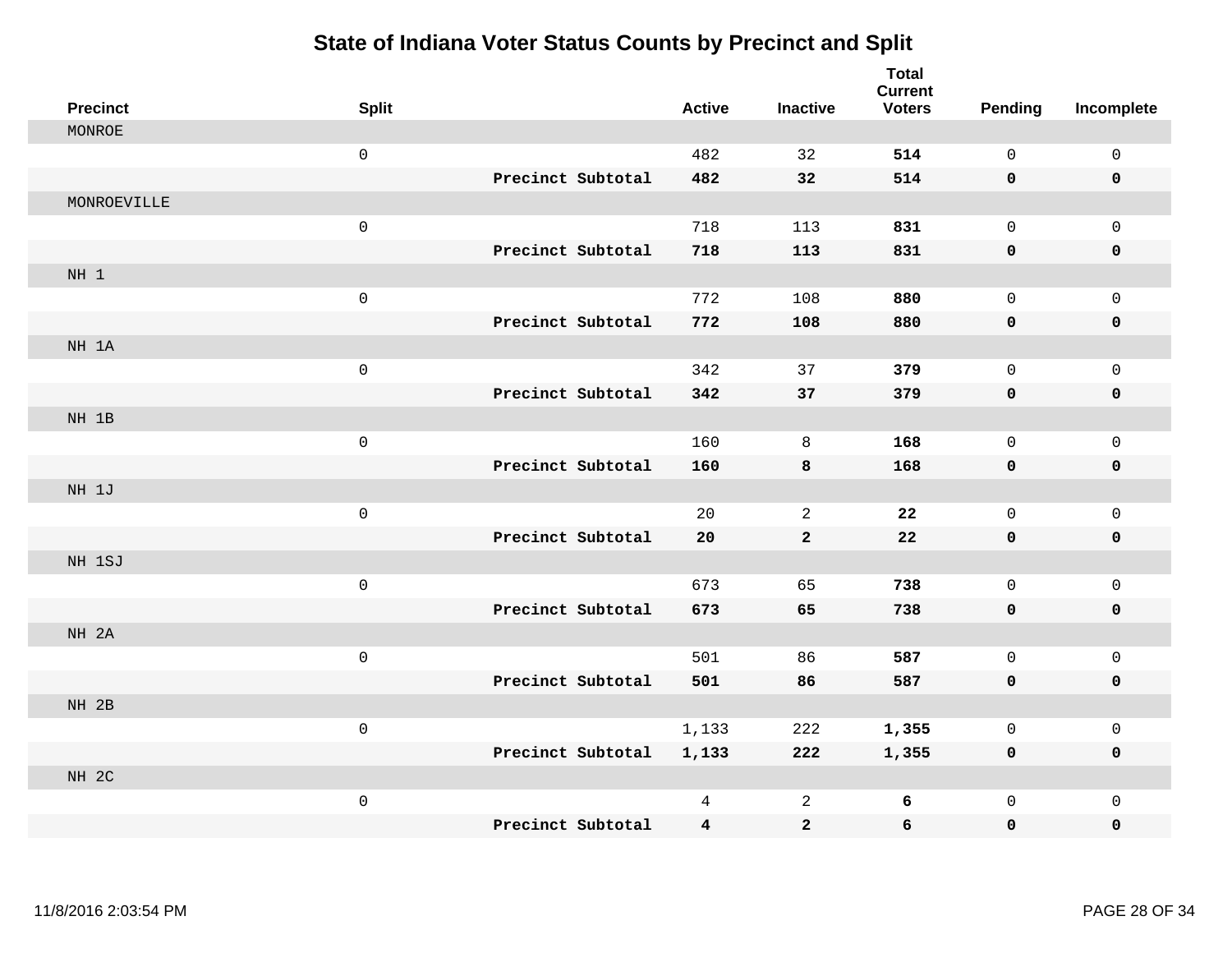# State of Indiana Voter Status Counts by Precinct and Split

| Precinct | Split | | Active | Inactive | Total Current Voters | Pending | Incomplete |
|---|---|---|---|---|---|---|---|
| MONROE | | | | | | | |
| | 0 | | 482 | 32 | **514** | 0 | 0 |
| | | **Precinct Subtotal** | **482** | **32** | **514** | **0** | **0** |
| MONROEVILLE | | | | | | | |
| | 0 | | 718 | 113 | **831** | 0 | 0 |
| | | **Precinct Subtotal** | **718** | **113** | **831** | **0** | **0** |
| NH 1 | | | | | | | |
| | 0 | | 772 | 108 | **880** | 0 | 0 |
| | | **Precinct Subtotal** | **772** | **108** | **880** | **0** | **0** |
| NH 1A | | | | | | | |
| | 0 | | 342 | 37 | **379** | 0 | 0 |
| | | **Precinct Subtotal** | **342** | **37** | **379** | **0** | **0** |
| NH 1B | | | | | | | |
| | 0 | | 160 | 8 | **168** | 0 | 0 |
| | | **Precinct Subtotal** | **160** | **8** | **168** | **0** | **0** |
| NH 1J | | | | | | | |
| | 0 | | 20 | 2 | **22** | 0 | 0 |
| | | **Precinct Subtotal** | **20** | **2** | **22** | **0** | **0** |
| NH 1SJ | | | | | | | |
| | 0 | | 673 | 65 | **738** | 0 | 0 |
| | | **Precinct Subtotal** | **673** | **65** | **738** | **0** | **0** |
| NH 2A | | | | | | | |
| | 0 | | 501 | 86 | **587** | 0 | 0 |
| | | **Precinct Subtotal** | **501** | **86** | **587** | **0** | **0** |
| NH 2B | | | | | | | |
| | 0 | | 1,133 | 222 | **1,355** | 0 | 0 |
| | | **Precinct Subtotal** | **1,133** | **222** | **1,355** | **0** | **0** |
| NH 2C | | | | | | | |
| | 0 | | 4 | 2 | **6** | 0 | 0 |
| | | **Precinct Subtotal** | **4** | **2** | **6** | **0** | **0** |

11/8/2016 2:03:54 PM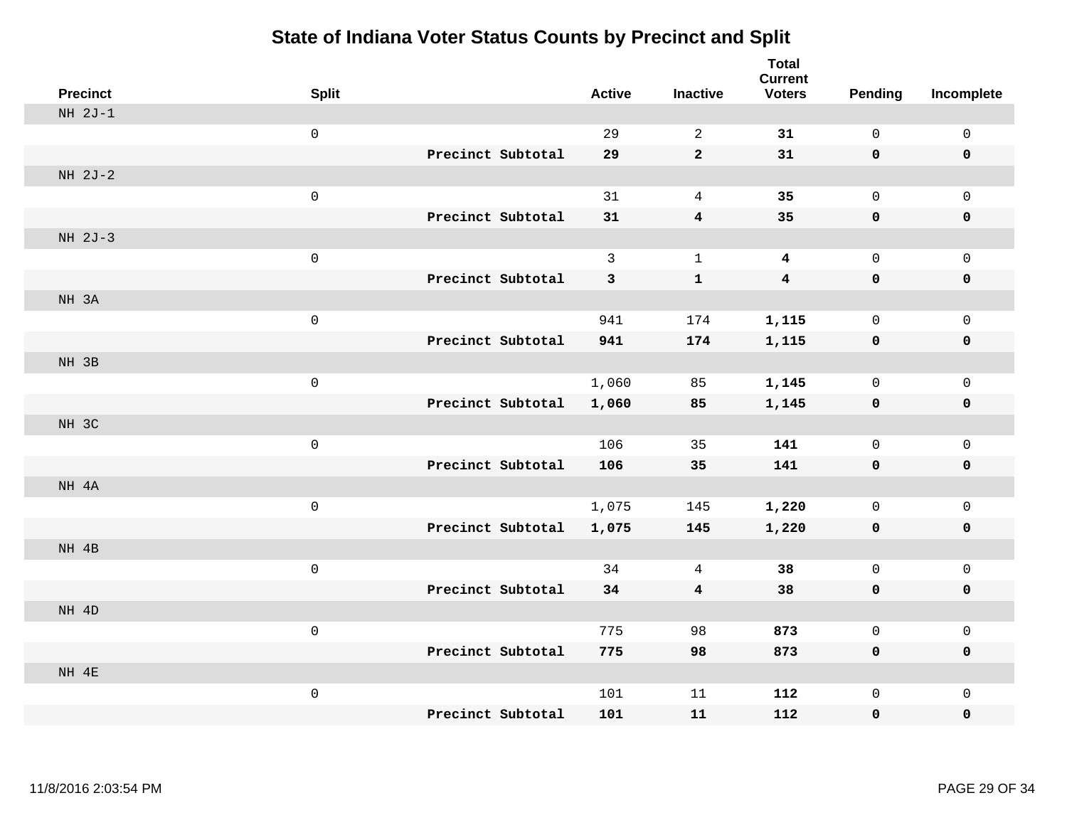# State of Indiana Voter Status Counts by Precinct and Split

| Precinct | Split | | Active | Inactive | Total Current Voters | Pending | Incomplete |
|---|---|---|---|---|---|---|---|
| NH 2J-1 | | | | | | | |
| | 0 | | 29 | 2 | **31** | 0 | 0 |
| | | **Precinct Subtotal** | **29** | **2** | **31** | **0** | **0** |
| NH 2J-2 | | | | | | | |
| | 0 | | 31 | 4 | **35** | 0 | 0 |
| | | **Precinct Subtotal** | **31** | **4** | **35** | **0** | **0** |
| NH 2J-3 | | | | | | | |
| | 0 | | 3 | 1 | **4** | 0 | 0 |
| | | **Precinct Subtotal** | **3** | **1** | **4** | **0** | **0** |
| NH 3A | | | | | | | |
| | 0 | | 941 | 174 | **1,115** | 0 | 0 |
| | | **Precinct Subtotal** | **941** | **174** | **1,115** | **0** | **0** |
| NH 3B | | | | | | | |
| | 0 | | 1,060 | 85 | **1,145** | 0 | 0 |
| | | **Precinct Subtotal** | **1,060** | **85** | **1,145** | **0** | **0** |
| NH 3C | | | | | | | |
| | 0 | | 106 | 35 | **141** | 0 | 0 |
| | | **Precinct Subtotal** | **106** | **35** | **141** | **0** | **0** |
| NH 4A | | | | | | | |
| | 0 | | 1,075 | 145 | **1,220** | 0 | 0 |
| | | **Precinct Subtotal** | **1,075** | **145** | **1,220** | **0** | **0** |
| NH 4B | | | | | | | |
| | 0 | | 34 | 4 | **38** | 0 | 0 |
| | | **Precinct Subtotal** | **34** | **4** | **38** | **0** | **0** |
| NH 4D | | | | | | | |
| | 0 | | 775 | 98 | **873** | 0 | 0 |
| | | **Precinct Subtotal** | **775** | **98** | **873** | **0** | **0** |
| NH 4E | | | | | | | |
| | 0 | | 101 | 11 | **112** | 0 | 0 |
| | | **Precinct Subtotal** | **101** | **11** | **112** | **0** | **0** |

11/8/2016 2:03:54 PM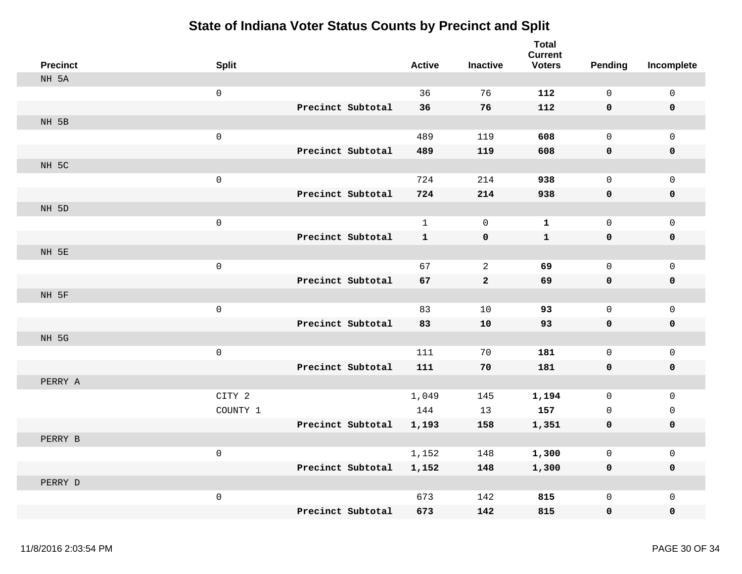# State of Indiana Voter Status Counts by Precinct and Split

| Precinct | Split | | Active | Inactive | Total Current Voters | Pending | Incomplete |
|---|---|---|---|---|---|---|---|
| NH 5A | | | | | | | |
| | 0 | | 36 | 76 | **112** | 0 | 0 |
| | | **Precinct Subtotal** | **36** | **76** | **112** | **0** | **0** |
| NH 5B | | | | | | | |
| | 0 | | 489 | 119 | **608** | 0 | 0 |
| | | **Precinct Subtotal** | **489** | **119** | **608** | **0** | **0** |
| NH 5C | | | | | | | |
| | 0 | | 724 | 214 | **938** | 0 | 0 |
| | | **Precinct Subtotal** | **724** | **214** | **938** | **0** | **0** |
| NH 5D | | | | | | | |
| | 0 | | 1 | 0 | **1** | 0 | 0 |
| | | **Precinct Subtotal** | **1** | **0** | **1** | **0** | **0** |
| NH 5E | | | | | | | |
| | 0 | | 67 | 2 | **69** | 0 | 0 |
| | | **Precinct Subtotal** | **67** | **2** | **69** | **0** | **0** |
| NH 5F | | | | | | | |
| | 0 | | 83 | 10 | **93** | 0 | 0 |
| | | **Precinct Subtotal** | **83** | **10** | **93** | **0** | **0** |
| NH 5G | | | | | | | |
| | 0 | | 111 | 70 | **181** | 0 | 0 |
| | | **Precinct Subtotal** | **111** | **70** | **181** | **0** | **0** |
| PERRY A | | | | | | | |
| | CITY 2 | | 1,049 | 145 | **1,194** | 0 | 0 |
| | COUNTY 1 | | 144 | 13 | **157** | 0 | 0 |
| | | **Precinct Subtotal** | **1,193** | **158** | **1,351** | **0** | **0** |
| PERRY B | | | | | | | |
| | 0 | | 1,152 | 148 | **1,300** | 0 | 0 |
| | | **Precinct Subtotal** | **1,152** | **148** | **1,300** | **0** | **0** |
| PERRY D | | | | | | | |
| | 0 | | 673 | 142 | **815** | 0 | 0 |
| | | **Precinct Subtotal** | **673** | **142** | **815** | **0** | **0** |

11/8/2016 2:03:54 PM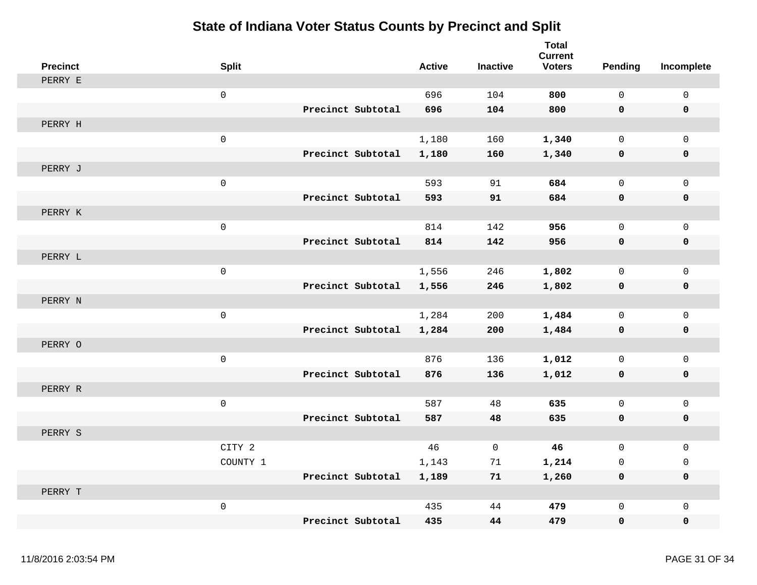# State of Indiana Voter Status Counts by Precinct and Split

| Precinct | Split | | Active | Inactive | Total Current Voters | Pending | Incomplete |
|---|---|---|---|---|---|---|---|
| PERRY E | | | | | | | |
| | 0 | | 696 | 104 | **800** | 0 | 0 |
| | | **Precinct Subtotal** | **696** | **104** | **800** | **0** | **0** |
| PERRY H | | | | | | | |
| | 0 | | 1,180 | 160 | **1,340** | 0 | 0 |
| | | **Precinct Subtotal** | **1,180** | **160** | **1,340** | **0** | **0** |
| PERRY J | | | | | | | |
| | 0 | | 593 | 91 | **684** | 0 | 0 |
| | | **Precinct Subtotal** | **593** | **91** | **684** | **0** | **0** |
| PERRY K | | | | | | | |
| | 0 | | 814 | 142 | **956** | 0 | 0 |
| | | **Precinct Subtotal** | **814** | **142** | **956** | **0** | **0** |
| PERRY L | | | | | | | |
| | 0 | | 1,556 | 246 | **1,802** | 0 | 0 |
| | | **Precinct Subtotal** | **1,556** | **246** | **1,802** | **0** | **0** |
| PERRY N | | | | | | | |
| | 0 | | 1,284 | 200 | **1,484** | 0 | 0 |
| | | **Precinct Subtotal** | **1,284** | **200** | **1,484** | **0** | **0** |
| PERRY O | | | | | | | |
| | 0 | | 876 | 136 | **1,012** | 0 | 0 |
| | | **Precinct Subtotal** | **876** | **136** | **1,012** | **0** | **0** |
| PERRY R | | | | | | | |
| | 0 | | 587 | 48 | **635** | 0 | 0 |
| | | **Precinct Subtotal** | **587** | **48** | **635** | **0** | **0** |
| PERRY S | | | | | | | |
| | CITY 2 | | 46 | 0 | **46** | 0 | 0 |
| | COUNTY 1 | | 1,143 | 71 | **1,214** | 0 | 0 |
| | | **Precinct Subtotal** | **1,189** | **71** | **1,260** | **0** | **0** |
| PERRY T | | | | | | | |
| | 0 | | 435 | 44 | **479** | 0 | 0 |
| | | **Precinct Subtotal** | **435** | **44** | **479** | **0** | **0** |

11/8/2016 2:03:54 PM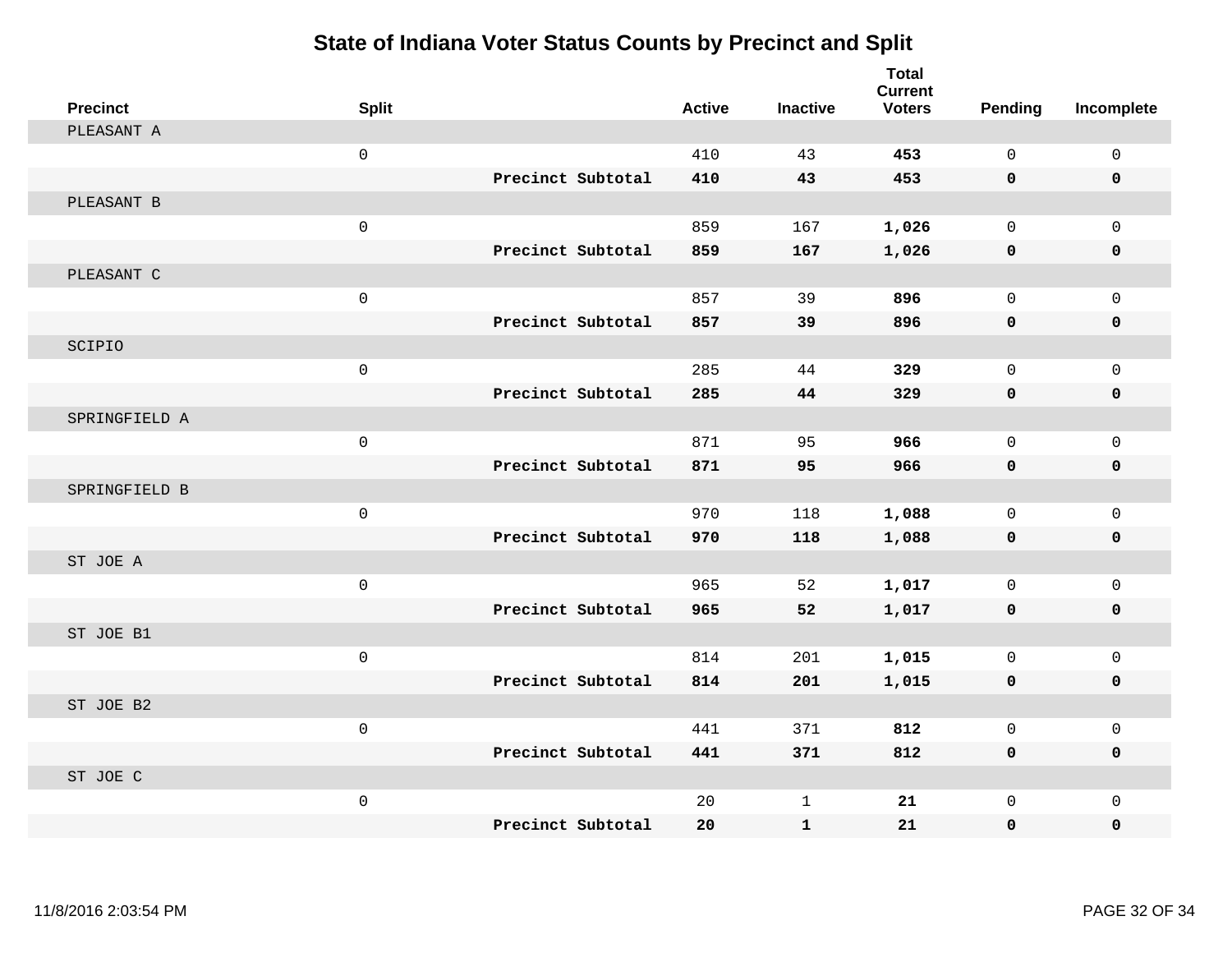# State of Indiana Voter Status Counts by Precinct and Split

| Precinct | Split | | Active | Inactive | Total Current Voters | Pending | Incomplete |
|---|---|---|---|---|---|---|---|
| PLEASANT A | | | | | | | |
| | 0 | | 410 | 43 | **453** | 0 | 0 |
| | | **Precinct Subtotal** | **410** | **43** | **453** | **0** | **0** |
| PLEASANT B | | | | | | | |
| | 0 | | 859 | 167 | **1,026** | 0 | 0 |
| | | **Precinct Subtotal** | **859** | **167** | **1,026** | **0** | **0** |
| PLEASANT C | | | | | | | |
| | 0 | | 857 | 39 | **896** | 0 | 0 |
| | | **Precinct Subtotal** | **857** | **39** | **896** | **0** | **0** |
| SCIPIO | | | | | | | |
| | 0 | | 285 | 44 | **329** | 0 | 0 |
| | | **Precinct Subtotal** | **285** | **44** | **329** | **0** | **0** |
| SPRINGFIELD A | | | | | | | |
| | 0 | | 871 | 95 | **966** | 0 | 0 |
| | | **Precinct Subtotal** | **871** | **95** | **966** | **0** | **0** |
| SPRINGFIELD B | | | | | | | |
| | 0 | | 970 | 118 | **1,088** | 0 | 0 |
| | | **Precinct Subtotal** | **970** | **118** | **1,088** | **0** | **0** |
| ST JOE A | | | | | | | |
| | 0 | | 965 | 52 | **1,017** | 0 | 0 |
| | | **Precinct Subtotal** | **965** | **52** | **1,017** | **0** | **0** |
| ST JOE B1 | | | | | | | |
| | 0 | | 814 | 201 | **1,015** | 0 | 0 |
| | | **Precinct Subtotal** | **814** | **201** | **1,015** | **0** | **0** |
| ST JOE B2 | | | | | | | |
| | 0 | | 441 | 371 | **812** | 0 | 0 |
| | | **Precinct Subtotal** | **441** | **371** | **812** | **0** | **0** |
| ST JOE C | | | | | | | |
| | 0 | | 20 | 1 | **21** | 0 | 0 |
| | | **Precinct Subtotal** | **20** | **1** | **21** | **0** | **0** |

11/8/2016 2:03:54 PM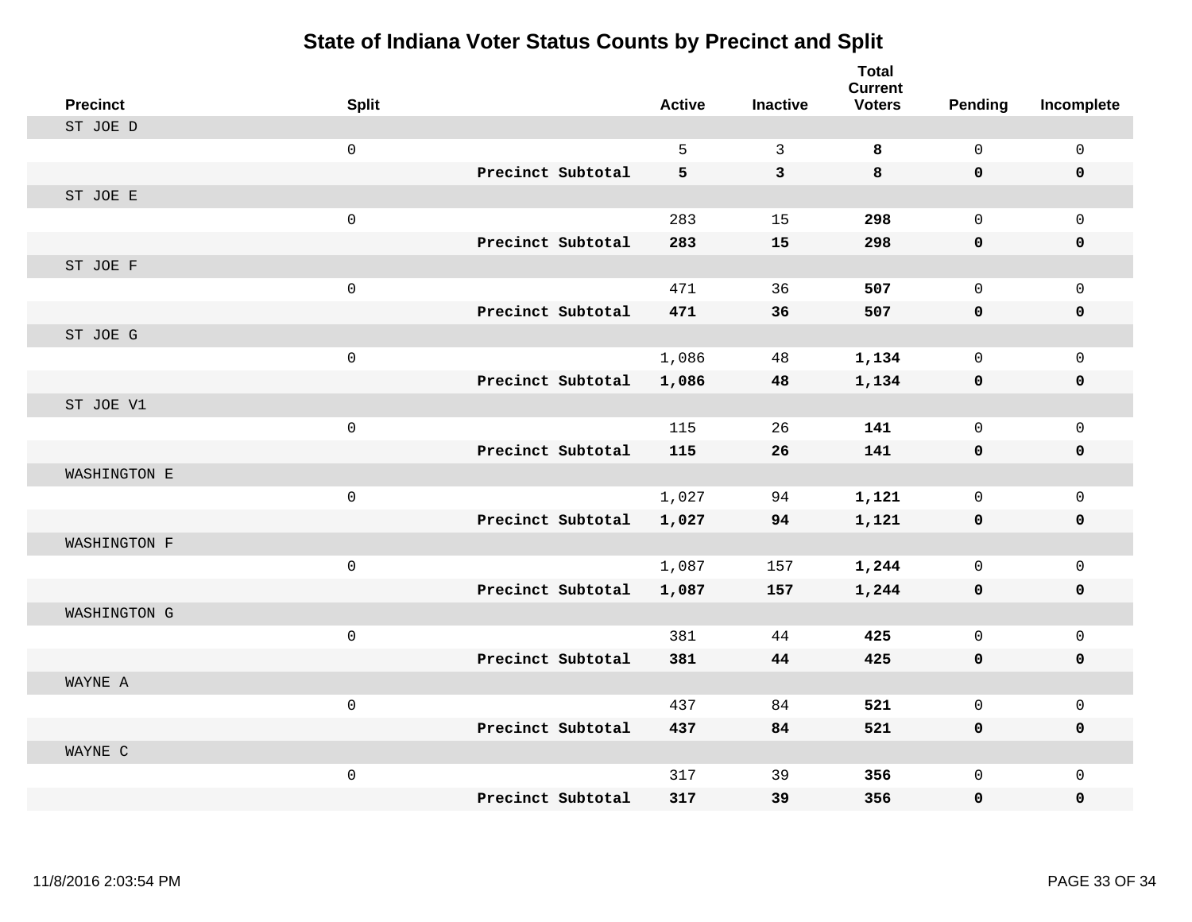# State of Indiana Voter Status Counts by Precinct and Split

| Precinct | Split | | Active | Inactive | Total Current Voters | Pending | Incomplete |
|---|---|---|---|---|---|---|---|
| ST JOE D | | | | | | | |
| | 0 | | 5 | 3 | **8** | 0 | 0 |
| | | **Precinct Subtotal** | **5** | **3** | **8** | **0** | **0** |
| ST JOE E | | | | | | | |
| | 0 | | 283 | 15 | **298** | 0 | 0 |
| | | **Precinct Subtotal** | **283** | **15** | **298** | **0** | **0** |
| ST JOE F | | | | | | | |
| | 0 | | 471 | 36 | **507** | 0 | 0 |
| | | **Precinct Subtotal** | **471** | **36** | **507** | **0** | **0** |
| ST JOE G | | | | | | | |
| | 0 | | 1,086 | 48 | **1,134** | 0 | 0 |
| | | **Precinct Subtotal** | **1,086** | **48** | **1,134** | **0** | **0** |
| ST JOE V1 | | | | | | | |
| | 0 | | 115 | 26 | **141** | 0 | 0 |
| | | **Precinct Subtotal** | **115** | **26** | **141** | **0** | **0** |
| WASHINGTON E | | | | | | | |
| | 0 | | 1,027 | 94 | **1,121** | 0 | 0 |
| | | **Precinct Subtotal** | **1,027** | **94** | **1,121** | **0** | **0** |
| WASHINGTON F | | | | | | | |
| | 0 | | 1,087 | 157 | **1,244** | 0 | 0 |
| | | **Precinct Subtotal** | **1,087** | **157** | **1,244** | **0** | **0** |
| WASHINGTON G | | | | | | | |
| | 0 | | 381 | 44 | **425** | 0 | 0 |
| | | **Precinct Subtotal** | **381** | **44** | **425** | **0** | **0** |
| WAYNE A | | | | | | | |
| | 0 | | 437 | 84 | **521** | 0 | 0 |
| | | **Precinct Subtotal** | **437** | **84** | **521** | **0** | **0** |
| WAYNE C | | | | | | | |
| | 0 | | 317 | 39 | **356** | 0 | 0 |
| | | **Precinct Subtotal** | **317** | **39** | **356** | **0** | **0** |

11/8/2016 2:03:54 PM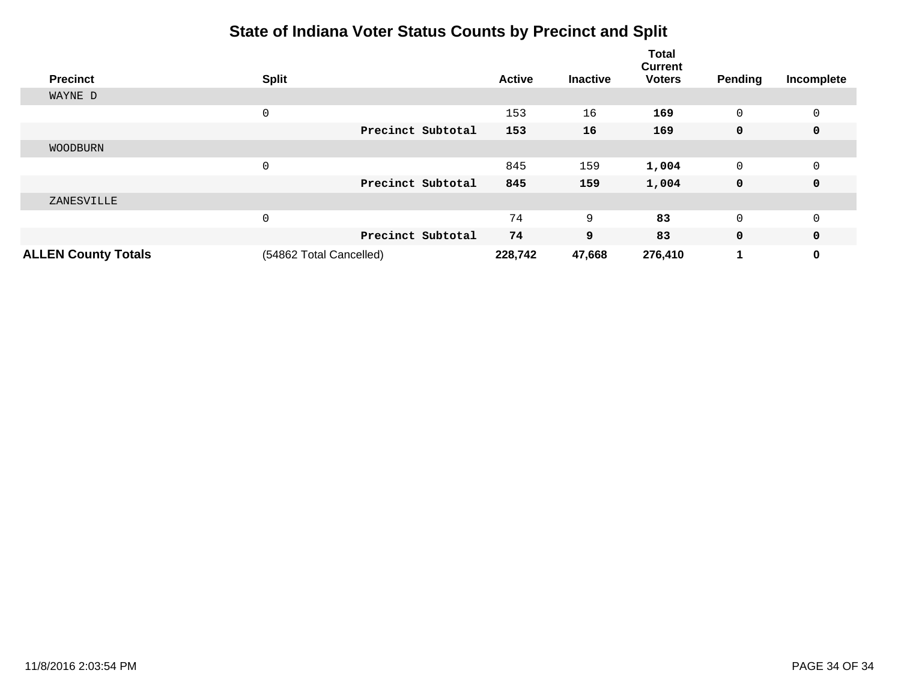# State of Indiana Voter Status Counts by Precinct and Split

| Precinct | Split | | Active | Inactive | Total Current Voters | Pending | Incomplete |
|---|---|---|---|---|---|---|---|
| WAYNE D | | | | | | | |
| | 0 | | 153 | 16 | **169** | 0 | 0 |
| | | **Precinct Subtotal** | **153** | **16** | **169** | **0** | **0** |
| WOODBURN | | | | | | | |
| | 0 | | 845 | 159 | **1,004** | 0 | 0 |
| | | **Precinct Subtotal** | **845** | **159** | **1,004** | **0** | **0** |
| ZANESVILLE | | | | | | | |
| | 0 | | 74 | 9 | **83** | 0 | 0 |
| | | **Precinct Subtotal** | **74** | **9** | **83** | **0** | **0** |
| **ALLEN County Totals** | (54862 Total Cancelled) | | **228,742** | **47,668** | **276,410** | **1** | **0** |

11/8/2016 2:03:54 PM